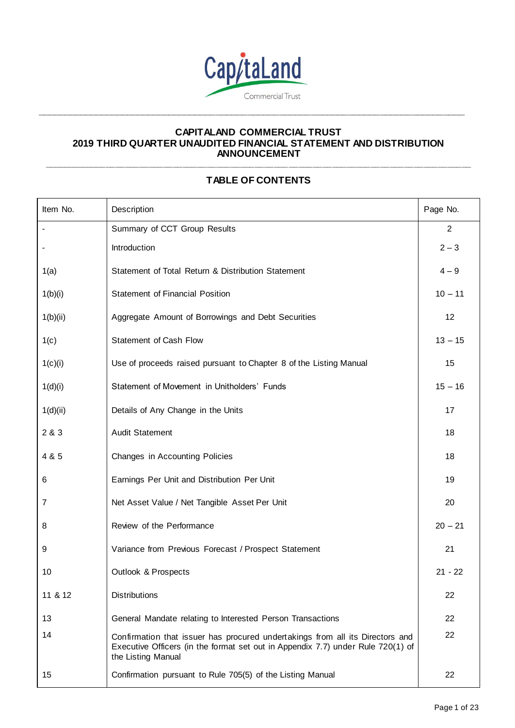CapitaLand

Commercial Trust

# CAPITALAND COMMERCIAL TRUST
# 2019 THIRD QUARTER UNAUDITED FINANCIAL STATEMENT AND DISTRIBUTION ANNOUNCEMENT

## TABLE OF CONTENTS

| Item No. | Description | Page No. |
|---|---|---|
| - | Summary of CCT Group Results | 2 |
| - | Introduction | 2 – 3 |
| 1(a) | Statement of Total Return & Distribution Statement | 4 – 9 |
| 1(b)(i) | Statement of Financial Position | 10 – 11 |
| 1(b)(ii) | Aggregate Amount of Borrowings and Debt Securities | 12 |
| 1(c) | Statement of Cash Flow | 13 – 15 |
| 1(c)(i) | Use of proceeds raised pursuant to Chapter 8 of the Listing Manual | 15 |
| 1(d)(i) | Statement of Movement in Unitholders' Funds | 15 – 16 |
| 1(d)(ii) | Details of Any Change in the Units | 17 |
| 2 & 3 | Audit Statement | 18 |
| 4 & 5 | Changes in Accounting Policies | 18 |
| 6 | Earnings Per Unit and Distribution Per Unit | 19 |
| 7 | Net Asset Value / Net Tangible Asset Per Unit | 20 |
| 8 | Review of the Performance | 20 – 21 |
| 9 | Variance from Previous Forecast / Prospect Statement | 21 |
| 10 | Outlook & Prospects | 21 - 22 |
| 11 & 12 | Distributions | 22 |
| 13 | General Mandate relating to Interested Person Transactions | 22 |
| 14 | Confirmation that issuer has procured undertakings from all its Directors and Executive Officers (in the format set out in Appendix 7.7) under Rule 720(1) of the Listing Manual | 22 |
| 15 | Confirmation pursuant to Rule 705(5) of the Listing Manual | 22 |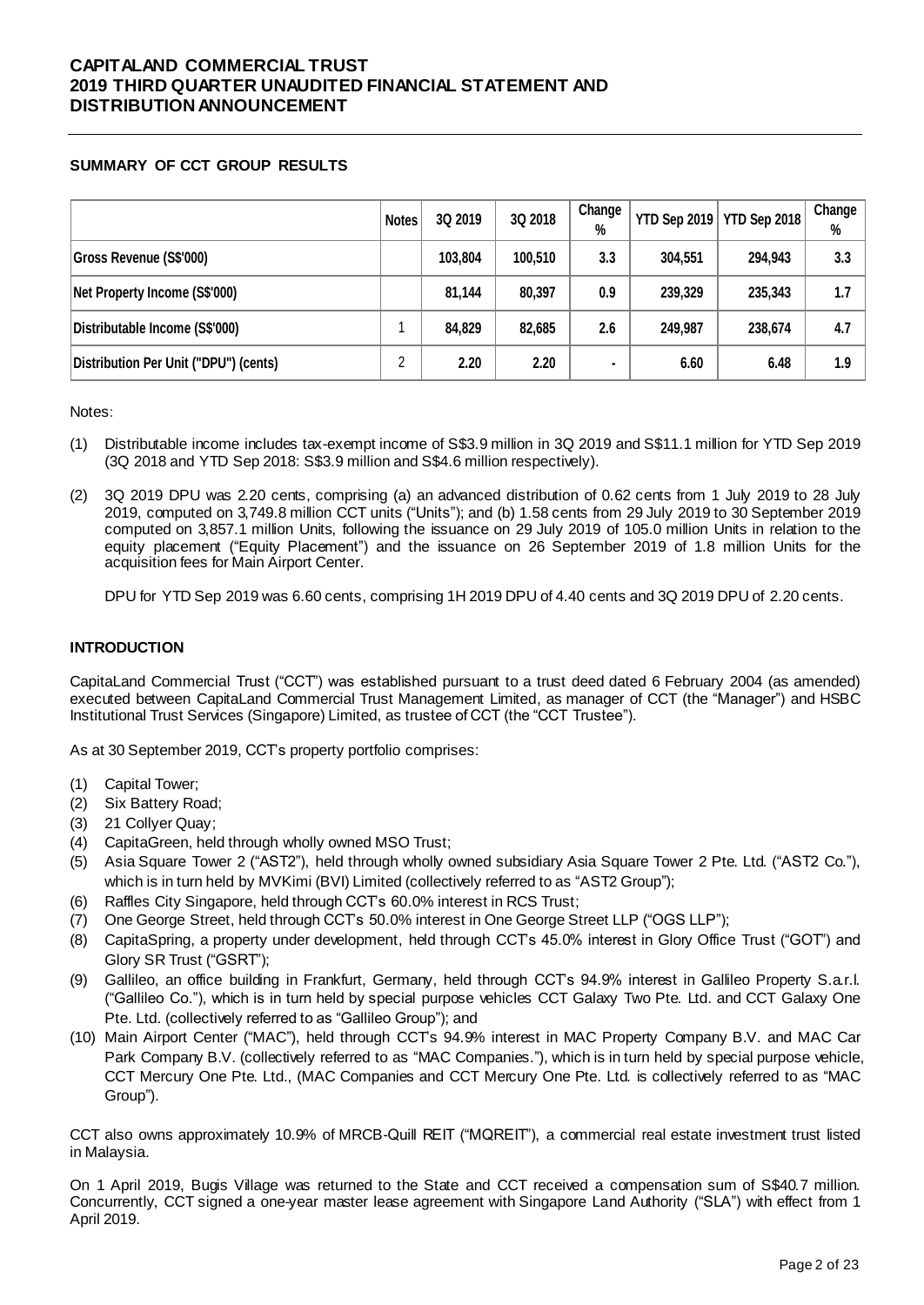# CAPITALAND COMMERCIAL TRUST
# 2019 THIRD QUARTER UNAUDITED FINANCIAL STATEMENT AND DISTRIBUTION ANNOUNCEMENT

## SUMMARY OF CCT GROUP RESULTS

| | Notes | 3Q 2019 | 3Q 2018 | Change % | YTD Sep 2019 | YTD Sep 2018 | Change % |
|---|---|---|---|---|---|---|---|
| Gross Revenue (S$'000) | | 103,804 | 100,510 | 3.3 | 304,551 | 294,943 | 3.3 |
| Net Property Income (S$'000) | | 81,144 | 80,397 | 0.9 | 239,329 | 235,343 | 1.7 |
| Distributable Income (S$'000) | 1 | 84,829 | 82,685 | 2.6 | 249,987 | 238,674 | 4.7 |
| Distribution Per Unit ("DPU") (cents) | 2 | 2.20 | 2.20 | - | 6.60 | 6.48 | 1.9 |

Notes:

(1) Distributable income includes tax-exempt income of S$3.9 million in 3Q 2019 and S$11.1 million for YTD Sep 2019 (3Q 2018 and YTD Sep 2018: S$3.9 million and S$4.6 million respectively).

(2) 3Q 2019 DPU was 2.20 cents, comprising (a) an advanced distribution of 0.62 cents from 1 July 2019 to 28 July 2019, computed on 3,749.8 million CCT units ("Units"); and (b) 1.58 cents from 29 July 2019 to 30 September 2019 computed on 3,857.1 million Units, following the issuance on 29 July 2019 of 105.0 million Units in relation to the equity placement ("Equity Placement") and the issuance on 26 September 2019 of 1.8 million Units for the acquisition fees for Main Airport Center.

DPU for YTD Sep 2019 was 6.60 cents, comprising 1H 2019 DPU of 4.40 cents and 3Q 2019 DPU of 2.20 cents.

## INTRODUCTION

CapitaLand Commercial Trust ("CCT") was established pursuant to a trust deed dated 6 February 2004 (as amended) executed between CapitaLand Commercial Trust Management Limited, as manager of CCT (the "Manager") and HSBC Institutional Trust Services (Singapore) Limited, as trustee of CCT (the "CCT Trustee").

As at 30 September 2019, CCT's property portfolio comprises:

(1) Capital Tower;
(2) Six Battery Road;
(3) 21 Collyer Quay;
(4) CapitaGreen, held through wholly owned MSO Trust;
(5) Asia Square Tower 2 ("AST2"), held through wholly owned subsidiary Asia Square Tower 2 Pte. Ltd. ("AST2 Co."), which is in turn held by MVKimi (BVI) Limited (collectively referred to as "AST2 Group");
(6) Raffles City Singapore, held through CCT's 60.0% interest in RCS Trust;
(7) One George Street, held through CCT's 50.0% interest in One George Street LLP ("OGS LLP");
(8) CapitaSpring, a property under development, held through CCT's 45.0% interest in Glory Office Trust ("GOT") and Glory SR Trust ("GSRT");
(9) Gallileo, an office building in Frankfurt, Germany, held through CCT's 94.9% interest in Gallileo Property S.a.r.l. ("Gallileo Co."), which is in turn held by special purpose vehicles CCT Galaxy Two Pte. Ltd. and CCT Galaxy One Pte. Ltd. (collectively referred to as "Gallileo Group"); and
(10) Main Airport Center ("MAC"), held through CCT's 94.9% interest in MAC Property Company B.V. and MAC Car Park Company B.V. (collectively referred to as "MAC Companies."), which is in turn held by special purpose vehicle, CCT Mercury One Pte. Ltd., (MAC Companies and CCT Mercury One Pte. Ltd. is collectively referred to as "MAC Group").

CCT also owns approximately 10.9% of MRCB-Quill REIT ("MQREIT"), a commercial real estate investment trust listed in Malaysia.

On 1 April 2019, Bugis Village was returned to the State and CCT received a compensation sum of S$40.7 million. Concurrently, CCT signed a one-year master lease agreement with Singapore Land Authority ("SLA") with effect from 1 April 2019.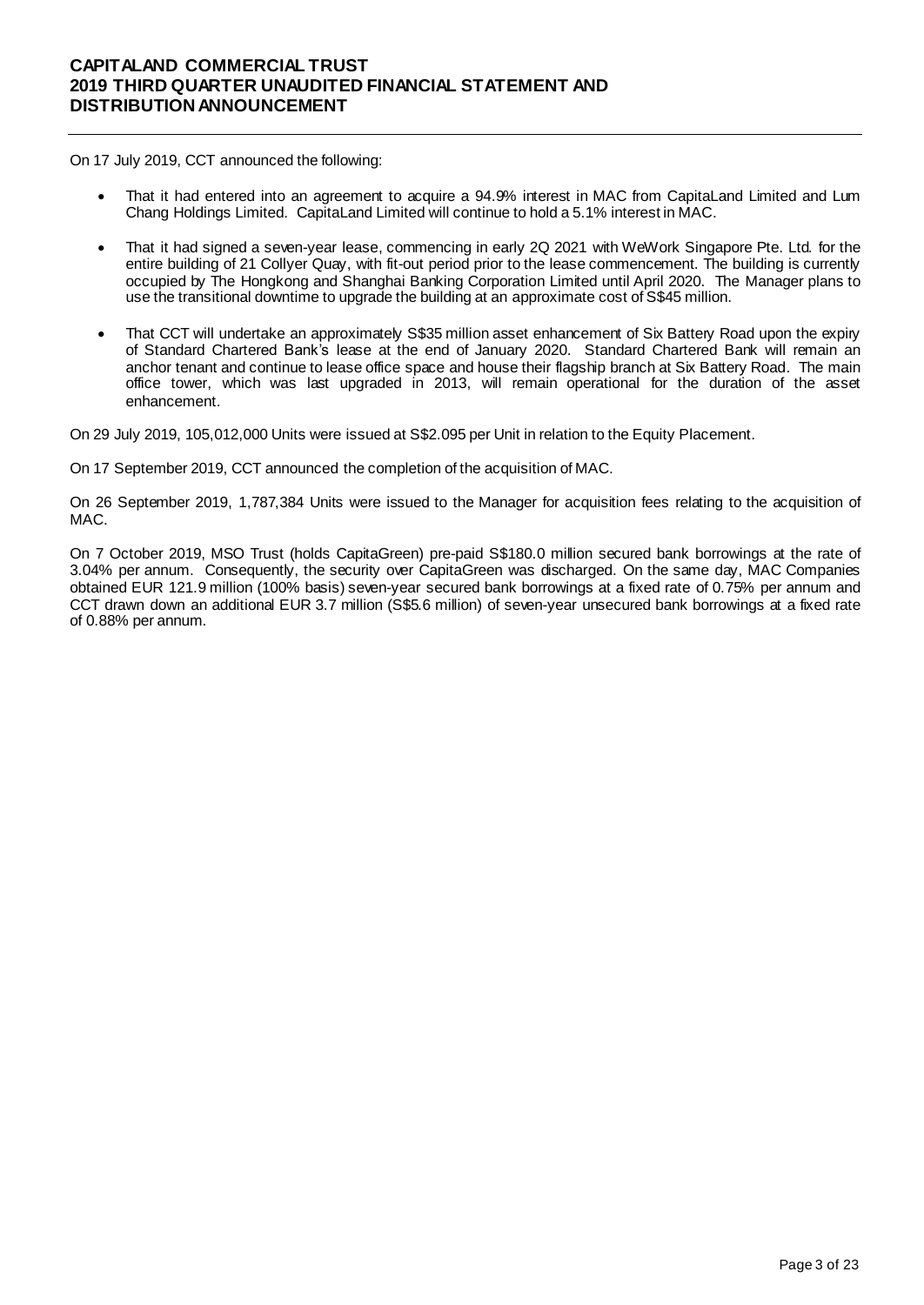On 17 July 2019, CCT announced the following:

- That it had entered into an agreement to acquire a 94.9% interest in MAC from CapitaLand Limited and Lum Chang Holdings Limited. CapitaLand Limited will continue to hold a 5.1% interest in MAC.
- That it had signed a seven-year lease, commencing in early 2Q 2021 with WeWork Singapore Pte. Ltd. for the entire building of 21 Collyer Quay, with fit-out period prior to the lease commencement. The building is currently occupied by The Hongkong and Shanghai Banking Corporation Limited until April 2020. The Manager plans to use the transitional downtime to upgrade the building at an approximate cost of S$45 million.
- That CCT will undertake an approximately S$35 million asset enhancement of Six Battery Road upon the expiry of Standard Chartered Bank's lease at the end of January 2020. Standard Chartered Bank will remain an anchor tenant and continue to lease office space and house their flagship branch at Six Battery Road. The main office tower, which was last upgraded in 2013, will remain operational for the duration of the asset enhancement.

On 29 July 2019, 105,012,000 Units were issued at S$2.095 per Unit in relation to the Equity Placement.

On 17 September 2019, CCT announced the completion of the acquisition of MAC.

On 26 September 2019, 1,787,384 Units were issued to the Manager for acquisition fees relating to the acquisition of MAC.

On 7 October 2019, MSO Trust (holds CapitaGreen) pre-paid S$180.0 million secured bank borrowings at the rate of 3.04% per annum. Consequently, the security over CapitaGreen was discharged. On the same day, MAC Companies obtained EUR 121.9 million (100% basis) seven-year secured bank borrowings at a fixed rate of 0.75% per annum and CCT drawn down an additional EUR 3.7 million (S$5.6 million) of seven-year unsecured bank borrowings at a fixed rate of 0.88% per annum.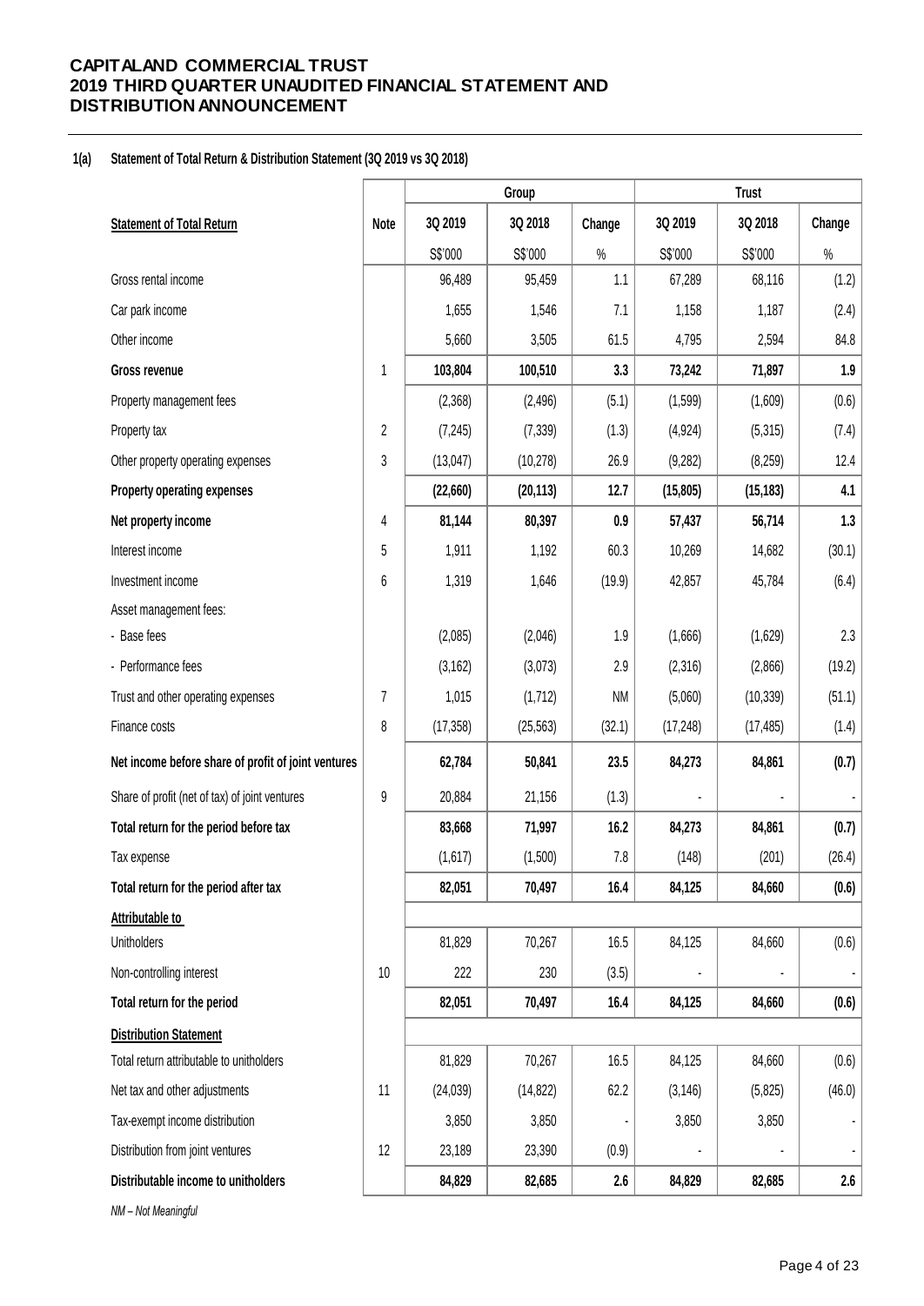# CAPITALAND COMMERCIAL TRUST
# 2019 THIRD QUARTER UNAUDITED FINANCIAL STATEMENT AND DISTRIBUTION ANNOUNCEMENT

## 1(a) Statement of Total Return & Distribution Statement (3Q 2019 vs 3Q 2018)

| | | Group | | | Trust | | |
|---|---|---|---|---|---|---|---|
| **Statement of Total Return** | **Note** | **3Q 2019** | **3Q 2018** | **Change** | **3Q 2019** | **3Q 2018** | **Change** |
| | | S$'000 | S$'000 | % | S$'000 | S$'000 | % |
| Gross rental income | | 96,489 | 95,459 | 1.1 | 67,289 | 68,116 | (1.2) |
| Car park income | | 1,655 | 1,546 | 7.1 | 1,158 | 1,187 | (2.4) |
| Other income | | 5,660 | 3,505 | 61.5 | 4,795 | 2,594 | 84.8 |
| **Gross revenue** | 1 | **103,804** | **100,510** | **3.3** | **73,242** | **71,897** | **1.9** |
| Property management fees | | (2,368) | (2,496) | (5.1) | (1,599) | (1,609) | (0.6) |
| Property tax | 2 | (7,245) | (7,339) | (1.3) | (4,924) | (5,315) | (7.4) |
| Other property operating expenses | 3 | (13,047) | (10,278) | 26.9 | (9,282) | (8,259) | 12.4 |
| **Property operating expenses** | | **(22,660)** | **(20,113)** | **12.7** | **(15,805)** | **(15,183)** | **4.1** |
| **Net property income** | 4 | **81,144** | **80,397** | **0.9** | **57,437** | **56,714** | **1.3** |
| Interest income | 5 | 1,911 | 1,192 | 60.3 | 10,269 | 14,682 | (30.1) |
| Investment income | 6 | 1,319 | 1,646 | (19.9) | 42,857 | 45,784 | (6.4) |
| Asset management fees: | | | | | | | |
| - Base fees | | (2,085) | (2,046) | 1.9 | (1,666) | (1,629) | 2.3 |
| - Performance fees | | (3,162) | (3,073) | 2.9 | (2,316) | (2,866) | (19.2) |
| Trust and other operating expenses | 7 | 1,015 | (1,712) | NM | (5,060) | (10,339) | (51.1) |
| Finance costs | 8 | (17,358) | (25,563) | (32.1) | (17,248) | (17,485) | (1.4) |
| **Net income before share of profit of joint ventures** | | **62,784** | **50,841** | **23.5** | **84,273** | **84,861** | **(0.7)** |
| Share of profit (net of tax) of joint ventures | 9 | 20,884 | 21,156 | (1.3) | - | - | - |
| **Total return for the period before tax** | | **83,668** | **71,997** | **16.2** | **84,273** | **84,861** | **(0.7)** |
| Tax expense | | (1,617) | (1,500) | 7.8 | (148) | (201) | (26.4) |
| **Total return for the period after tax** | | **82,051** | **70,497** | **16.4** | **84,125** | **84,660** | **(0.6)** |
| **Attributable to** | | | | | | | |
| Unitholders | | 81,829 | 70,267 | 16.5 | 84,125 | 84,660 | (0.6) |
| Non-controlling interest | 10 | 222 | 230 | (3.5) | - | - | - |
| **Total return for the period** | | **82,051** | **70,497** | **16.4** | **84,125** | **84,660** | **(0.6)** |
| **Distribution Statement** | | | | | | | |
| Total return attributable to unitholders | | 81,829 | 70,267 | 16.5 | 84,125 | 84,660 | (0.6) |
| Net tax and other adjustments | 11 | (24,039) | (14,822) | 62.2 | (3,146) | (5,825) | (46.0) |
| Tax-exempt income distribution | | 3,850 | 3,850 | - | 3,850 | 3,850 | - |
| Distribution from joint ventures | 12 | 23,189 | 23,390 | (0.9) | - | - | - |
| **Distributable income to unitholders** | | **84,829** | **82,685** | **2.6** | **84,829** | **82,685** | **2.6** |

*NM – Not Meaningful*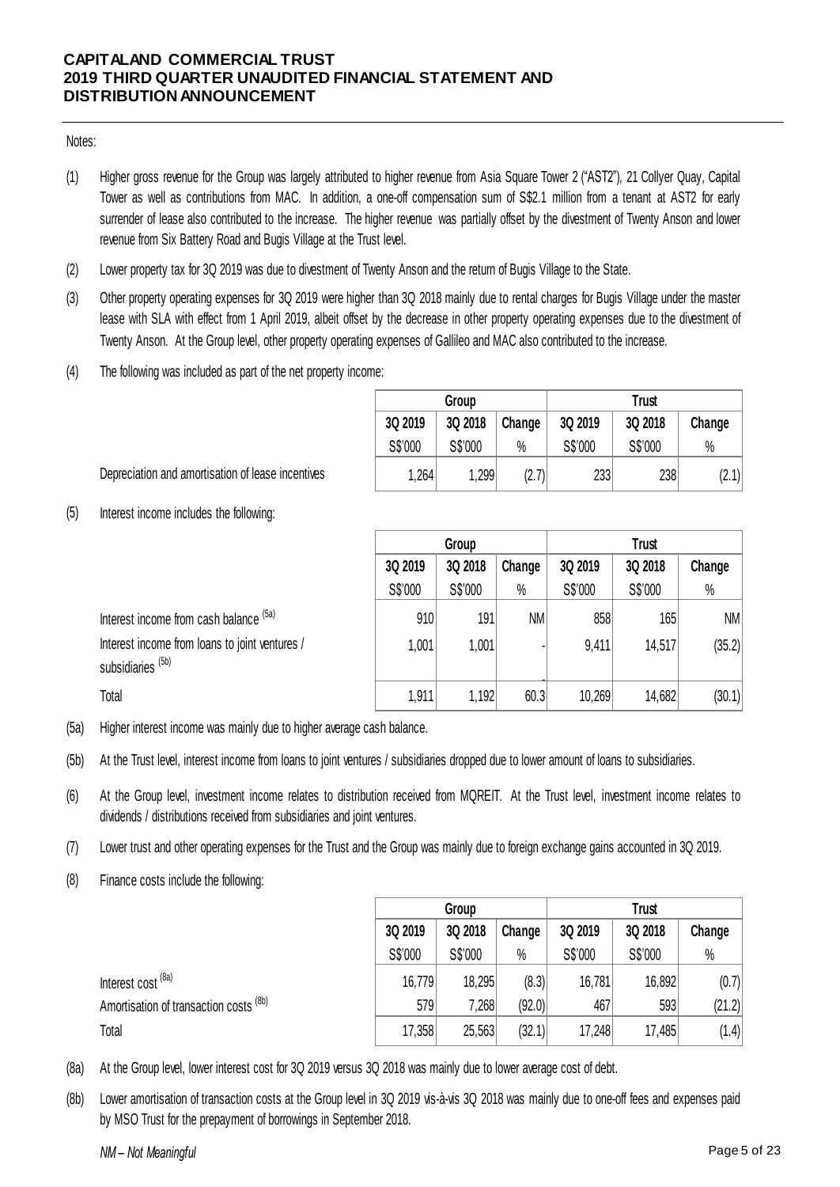Notes:

(1) Higher gross revenue for the Group was largely attributed to higher revenue from Asia Square Tower 2 ("AST2"), 21 Collyer Quay, Capital Tower as well as contributions from MAC. In addition, a one-off compensation sum of S$2.1 million from a tenant at AST2 for early surrender of lease also contributed to the increase. The higher revenue was partially offset by the divestment of Twenty Anson and lower revenue from Six Battery Road and Bugis Village at the Trust level.

(2) Lower property tax for 3Q 2019 was due to divestment of Twenty Anson and the return of Bugis Village to the State.

(3) Other property operating expenses for 3Q 2019 were higher than 3Q 2018 mainly due to rental charges for Bugis Village under the master lease with SLA with effect from 1 April 2019, albeit offset by the decrease in other property operating expenses due to the divestment of Twenty Anson. At the Group level, other property operating expenses of Gallileo and MAC also contributed to the increase.

(4) The following was included as part of the net property income:

| | Group | | | Trust | | |
|---|---|---|---|---|---|---|
| | 3Q 2019 | 3Q 2018 | Change | 3Q 2019 | 3Q 2018 | Change |
| | S$'000 | S$'000 | % | S$'000 | S$'000 | % |
| Depreciation and amortisation of lease incentives | 1,264 | 1,299 | (2.7) | 233 | 238 | (2.1) |

(5) Interest income includes the following:

| | Group | | | Trust | | |
|---|---|---|---|---|---|---|
| | 3Q 2019 | 3Q 2018 | Change | 3Q 2019 | 3Q 2018 | Change |
| | S$'000 | S$'000 | % | S$'000 | S$'000 | % |
| Interest income from cash balance [(5a)] | 910 | 191 | NM | 858 | 165 | NM |
| Interest income from loans to joint ventures / subsidiaries [(5b)] | 1,001 | 1,001 | - | 9,411 | 14,517 | (35.2) |
| Total | 1,911 | 1,192 | 60.3 | 10,269 | 14,682 | (30.1) |

(5a) Higher interest income was mainly due to higher average cash balance.

(5b) At the Trust level, interest income from loans to joint ventures / subsidiaries dropped due to lower amount of loans to subsidiaries.

(6) At the Group level, investment income relates to distribution received from MQREIT. At the Trust level, investment income relates to dividends / distributions received from subsidiaries and joint ventures.

(7) Lower trust and other operating expenses for the Trust and the Group was mainly due to foreign exchange gains accounted in 3Q 2019.

(8) Finance costs include the following:

| | Group | | | Trust | | |
|---|---|---|---|---|---|---|
| | 3Q 2019 | 3Q 2018 | Change | 3Q 2019 | 3Q 2018 | Change |
| | S$'000 | S$'000 | % | S$'000 | S$'000 | % |
| Interest cost [(8a)] | 16,779 | 18,295 | (8.3) | 16,781 | 16,892 | (0.7) |
| Amortisation of transaction costs [(8b)] | 579 | 7,268 | (92.0) | 467 | 593 | (21.2) |
| Total | 17,358 | 25,563 | (32.1) | 17,248 | 17,485 | (1.4) |

(8a) At the Group level, lower interest cost for 3Q 2019 versus 3Q 2018 was mainly due to lower average cost of debt.

(8b) Lower amortisation of transaction costs at the Group level in 3Q 2019 vis-à-vis 3Q 2018 was mainly due to one-off fees and expenses paid by MSO Trust for the prepayment of borrowings in September 2018.

*NM – Not Meaningful*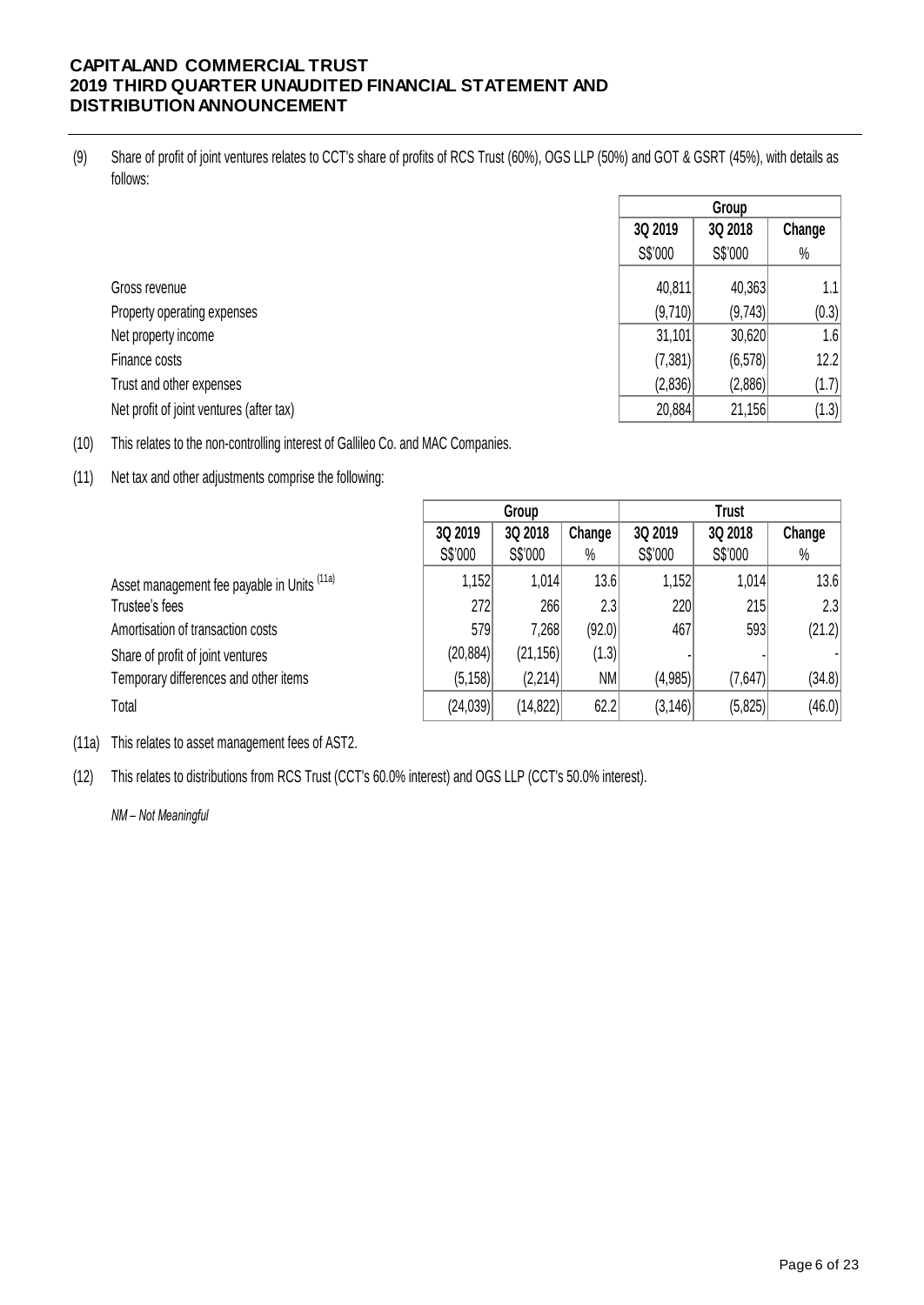(9) Share of profit of joint ventures relates to CCT's share of profits of RCS Trust (60%), OGS LLP (50%) and GOT & GSRT (45%), with details as follows:

| | Group | | |
|---|---|---|---|
| | 3Q 2019 | 3Q 2018 | Change |
| | S$'000 | S$'000 | % |
| Gross revenue | 40,811 | 40,363 | 1.1 |
| Property operating expenses | (9,710) | (9,743) | (0.3) |
| Net property income | 31,101 | 30,620 | 1.6 |
| Finance costs | (7,381) | (6,578) | 12.2 |
| Trust and other expenses | (2,836) | (2,886) | (1.7) |
| Net profit of joint ventures (after tax) | 20,884 | 21,156 | (1.3) |

(10) This relates to the non-controlling interest of Gallileo Co. and MAC Companies.

(11) Net tax and other adjustments comprise the following:

| | Group | | | Trust | | |
|---|---|---|---|---|---|---|
| | 3Q 2019 | 3Q 2018 | Change | 3Q 2019 | 3Q 2018 | Change |
| | S$'000 | S$'000 | % | S$'000 | S$'000 | % |
| Asset management fee payable in Units [11a] | 1,152 | 1,014 | 13.6 | 1,152 | 1,014 | 13.6 |
| Trustee's fees | 272 | 266 | 2.3 | 220 | 215 | 2.3 |
| Amortisation of transaction costs | 579 | 7,268 | (92.0) | 467 | 593 | (21.2) |
| Share of profit of joint ventures | (20,884) | (21,156) | (1.3) | - | - | - |
| Temporary differences and other items | (5,158) | (2,214) | NM | (4,985) | (7,647) | (34.8) |
| Total | (24,039) | (14,822) | 62.2 | (3,146) | (5,825) | (46.0) |

(11a) This relates to asset management fees of AST2.

(12) This relates to distributions from RCS Trust (CCT's 60.0% interest) and OGS LLP (CCT's 50.0% interest).

*NM – Not Meaningful*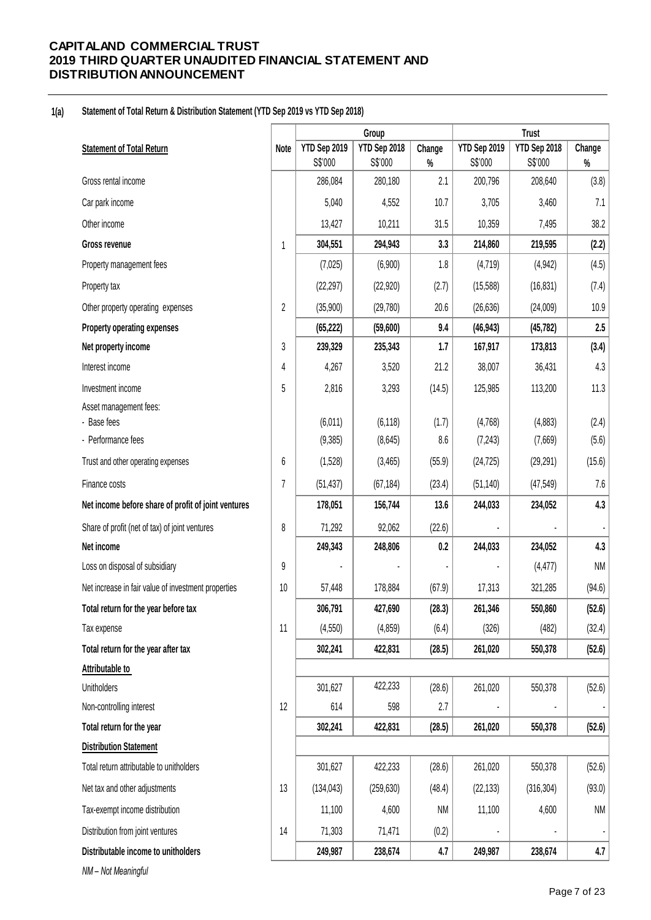**CAPITALAND COMMERCIAL TRUST**
**2019 THIRD QUARTER UNAUDITED FINANCIAL STATEMENT AND DISTRIBUTION ANNOUNCEMENT**

**1(a) Statement of Total Return & Distribution Statement (YTD Sep 2019 vs YTD Sep 2018)**

| | | Group | | | Trust | | |
|---|---|---|---|---|---|---|---|
| **Statement of Total Return** | **Note** | **YTD Sep 2019** S$'000 | **YTD Sep 2018** S$'000 | **Change** % | **YTD Sep 2019** S$'000 | **YTD Sep 2018** S$'000 | **Change** % |
| Gross rental income | | 286,084 | 280,180 | 2.1 | 200,796 | 208,640 | (3.8) |
| Car park income | | 5,040 | 4,552 | 10.7 | 3,705 | 3,460 | 7.1 |
| Other income | | 13,427 | 10,211 | 31.5 | 10,359 | 7,495 | 38.2 |
| **Gross revenue** | 1 | **304,551** | **294,943** | **3.3** | **214,860** | **219,595** | **(2.2)** |
| Property management fees | | (7,025) | (6,900) | 1.8 | (4,719) | (4,942) | (4.5) |
| Property tax | | (22,297) | (22,920) | (2.7) | (15,588) | (16,831) | (7.4) |
| Other property operating expenses | 2 | (35,900) | (29,780) | 20.6 | (26,636) | (24,009) | 10.9 |
| **Property operating expenses** | | **(65,222)** | **(59,600)** | **9.4** | **(46,943)** | **(45,782)** | **2.5** |
| **Net property income** | 3 | **239,329** | **235,343** | **1.7** | **167,917** | **173,813** | **(3.4)** |
| Interest income | 4 | 4,267 | 3,520 | 21.2 | 38,007 | 36,431 | 4.3 |
| Investment income | 5 | 2,816 | 3,293 | (14.5) | 125,985 | 113,200 | 11.3 |
| Asset management fees: | | | | | | | |
| - Base fees | | (6,011) | (6,118) | (1.7) | (4,768) | (4,883) | (2.4) |
| - Performance fees | | (9,385) | (8,645) | 8.6 | (7,243) | (7,669) | (5.6) |
| Trust and other operating expenses | 6 | (1,528) | (3,465) | (55.9) | (24,725) | (29,291) | (15.6) |
| Finance costs | 7 | (51,437) | (67,184) | (23.4) | (51,140) | (47,549) | 7.6 |
| **Net income before share of profit of joint ventures** | | **178,051** | **156,744** | **13.6** | **244,033** | **234,052** | **4.3** |
| Share of profit (net of tax) of joint ventures | 8 | 71,292 | 92,062 | (22.6) | - | - | - |
| **Net income** | | **249,343** | **248,806** | **0.2** | **244,033** | **234,052** | **4.3** |
| Loss on disposal of subsidiary | 9 | - | - | - | - | (4,477) | NM |
| Net increase in fair value of investment properties | 10 | 57,448 | 178,884 | (67.9) | 17,313 | 321,285 | (94.6) |
| **Total return for the year before tax** | | **306,791** | **427,690** | **(28.3)** | **261,346** | **550,860** | **(52.6)** |
| Tax expense | 11 | (4,550) | (4,859) | (6.4) | (326) | (482) | (32.4) |
| **Total return for the year after tax** | | **302,241** | **422,831** | **(28.5)** | **261,020** | **550,378** | **(52.6)** |
| **Attributable to** | | | | | | | |
| Unitholders | | 301,627 | 422,233 | (28.6) | 261,020 | 550,378 | (52.6) |
| Non-controlling interest | 12 | 614 | 598 | 2.7 | - | - | - |
| **Total return for the year** | | **302,241** | **422,831** | **(28.5)** | **261,020** | **550,378** | **(52.6)** |
| **Distribution Statement** | | | | | | | |
| Total return attributable to unitholders | | 301,627 | 422,233 | (28.6) | 261,020 | 550,378 | (52.6) |
| Net tax and other adjustments | 13 | (134,043) | (259,630) | (48.4) | (22,133) | (316,304) | (93.0) |
| Tax-exempt income distribution | | 11,100 | 4,600 | NM | 11,100 | 4,600 | NM |
| Distribution from joint ventures | 14 | 71,303 | 71,471 | (0.2) | - | - | - |
| **Distributable income to unitholders** | | **249,987** | **238,674** | **4.7** | **249,987** | **238,674** | **4.7** |

*NM – Not Meaningful*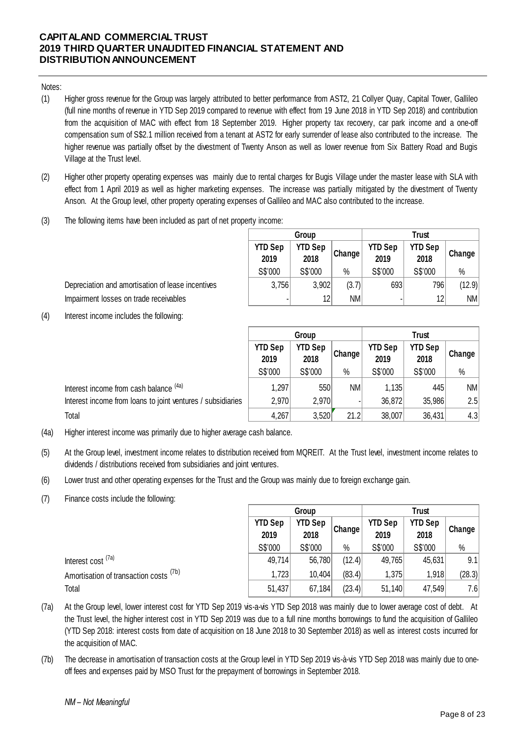Notes:

(1) Higher gross revenue for the Group was largely attributed to better performance from AST2, 21 Collyer Quay, Capital Tower, Gallileo (full nine months of revenue in YTD Sep 2019 compared to revenue with effect from 19 June 2018 in YTD Sep 2018) and contribution from the acquisition of MAC with effect from 18 September 2019. Higher property tax recovery, car park income and a one-off compensation sum of S$2.1 million received from a tenant at AST2 for early surrender of lease also contributed to the increase. The higher revenue was partially offset by the divestment of Twenty Anson as well as lower revenue from Six Battery Road and Bugis Village at the Trust level.

(2) Higher other property operating expenses was mainly due to rental charges for Bugis Village under the master lease with SLA with effect from 1 April 2019 as well as higher marketing expenses. The increase was partially mitigated by the divestment of Twenty Anson. At the Group level, other property operating expenses of Gallileo and MAC also contributed to the increase.

(3) The following items have been included as part of net property income:

| | Group | | | Trust | | |
|---|---|---|---|---|---|---|
| | YTD Sep 2019 | YTD Sep 2018 | Change | YTD Sep 2019 | YTD Sep 2018 | Change |
| | S$'000 | S$'000 | % | S$'000 | S$'000 | % |
| Depreciation and amortisation of lease incentives | 3,756 | 3,902 | (3.7) | 693 | 796 | (12.9) |
| Impairment losses on trade receivables | - | 12 | NM | - | 12 | NM |

(4) Interest income includes the following:

| | Group | | | Trust | | |
|---|---|---|---|---|---|---|
| | YTD Sep 2019 | YTD Sep 2018 | Change | YTD Sep 2019 | YTD Sep 2018 | Change |
| | S$'000 | S$'000 | % | S$'000 | S$'000 | % |
| Interest income from cash balance [4a] | 1,297 | 550 | NM | 1,135 | 445 | NM |
| Interest income from loans to joint ventures / subsidiaries | 2,970 | 2,970 | - | 36,872 | 35,986 | 2.5 |
| Total | 4,267 | 3,520 | 21.2 | 38,007 | 36,431 | 4.3 |

(4a) Higher interest income was primarily due to higher average cash balance.

(5) At the Group level, investment income relates to distribution received from MQREIT. At the Trust level, investment income relates to dividends / distributions received from subsidiaries and joint ventures.

(6) Lower trust and other operating expenses for the Trust and the Group was mainly due to foreign exchange gain.

(7) Finance costs include the following:

| | Group | | | Trust | | |
|---|---|---|---|---|---|---|
| | YTD Sep 2019 | YTD Sep 2018 | Change | YTD Sep 2019 | YTD Sep 2018 | Change |
| | S$'000 | S$'000 | % | S$'000 | S$'000 | % |
| Interest cost [7a] | 49,714 | 56,780 | (12.4) | 49,765 | 45,631 | 9.1 |
| Amortisation of transaction costs [7b] | 1,723 | 10,404 | (83.4) | 1,375 | 1,918 | (28.3) |
| Total | 51,437 | 67,184 | (23.4) | 51,140 | 47,549 | 7.6 |

(7a) At the Group level, lower interest cost for YTD Sep 2019 vis-a-vis YTD Sep 2018 was mainly due to lower average cost of debt. At the Trust level, the higher interest cost in YTD Sep 2019 was due to a full nine months borrowings to fund the acquisition of Gallileo (YTD Sep 2018: interest costs from date of acquisition on 18 June 2018 to 30 September 2018) as well as interest costs incurred for the acquisition of MAC.

(7b) The decrease in amortisation of transaction costs at the Group level in YTD Sep 2019 vis-à-vis YTD Sep 2018 was mainly due to one-off fees and expenses paid by MSO Trust for the prepayment of borrowings in September 2018.

*NM – Not Meaningful*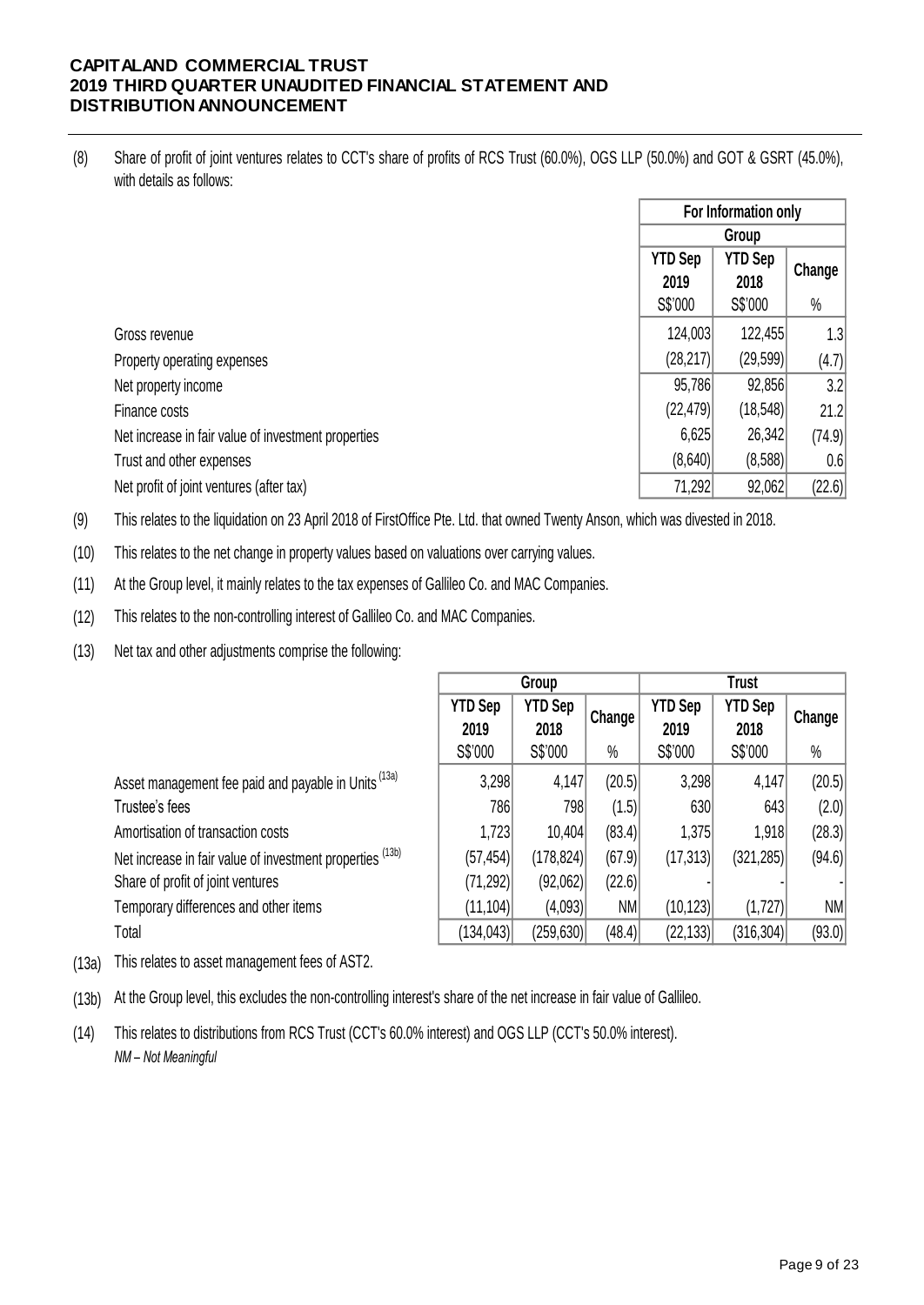(8) Share of profit of joint ventures relates to CCT's share of profits of RCS Trust (60.0%), OGS LLP (50.0%) and GOT & GSRT (45.0%), with details as follows:

| | For Information only | | |
|---|---|---|---|
| | Group | | |
| | YTD Sep 2019 | YTD Sep 2018 | Change |
| | S$'000 | S$'000 | % |
| Gross revenue | 124,003 | 122,455 | 1.3 |
| Property operating expenses | (28,217) | (29,599) | (4.7) |
| Net property income | 95,786 | 92,856 | 3.2 |
| Finance costs | (22,479) | (18,548) | 21.2 |
| Net increase in fair value of investment properties | 6,625 | 26,342 | (74.9) |
| Trust and other expenses | (8,640) | (8,588) | 0.6 |
| Net profit of joint ventures (after tax) | 71,292 | 92,062 | (22.6) |

(9) This relates to the liquidation on 23 April 2018 of FirstOffice Pte. Ltd. that owned Twenty Anson, which was divested in 2018.

(10) This relates to the net change in property values based on valuations over carrying values.

(11) At the Group level, it mainly relates to the tax expenses of Gallileo Co. and MAC Companies.

(12) This relates to the non-controlling interest of Gallileo Co. and MAC Companies.

(13) Net tax and other adjustments comprise the following:

| | Group | | | Trust | | |
|---|---|---|---|---|---|---|
| | YTD Sep 2019 | YTD Sep 2018 | Change | YTD Sep 2019 | YTD Sep 2018 | Change |
| | S$'000 | S$'000 | % | S$'000 | S$'000 | % |
| Asset management fee paid and payable in Units [(13a)] | 3,298 | 4,147 | (20.5) | 3,298 | 4,147 | (20.5) |
| Trustee's fees | 786 | 798 | (1.5) | 630 | 643 | (2.0) |
| Amortisation of transaction costs | 1,723 | 10,404 | (83.4) | 1,375 | 1,918 | (28.3) |
| Net increase in fair value of investment properties [(13b)] | (57,454) | (178,824) | (67.9) | (17,313) | (321,285) | (94.6) |
| Share of profit of joint ventures | (71,292) | (92,062) | (22.6) | - | - | - |
| Temporary differences and other items | (11,104) | (4,093) | NM | (10,123) | (1,727) | NM |
| Total | (134,043) | (259,630) | (48.4) | (22,133) | (316,304) | (93.0) |

(13a) This relates to asset management fees of AST2.

(13b) At the Group level, this excludes the non-controlling interest's share of the net increase in fair value of Gallileo.

(14) This relates to distributions from RCS Trust (CCT's 60.0% interest) and OGS LLP (CCT's 50.0% interest).

*NM – Not Meaningful*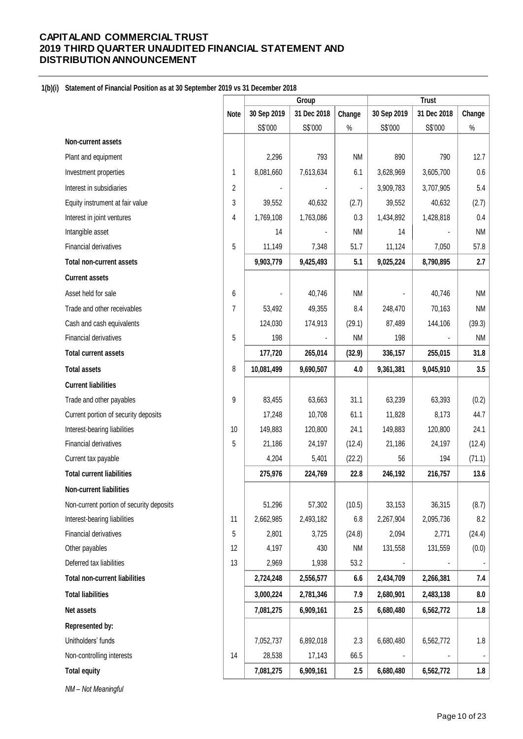**CAPITALAND COMMERCIAL TRUST**
**2019 THIRD QUARTER UNAUDITED FINANCIAL STATEMENT AND DISTRIBUTION ANNOUNCEMENT**

**1(b)(i) Statement of Financial Position as at 30 September 2019 vs 31 December 2018**

| | Note | Group | | | Trust | | |
|---|---|---|---|---|---|---|---|
| | | 30 Sep 2019 | 31 Dec 2018 | Change | 30 Sep 2019 | 31 Dec 2018 | Change |
| | | S$'000 | S$'000 | % | S$'000 | S$'000 | % |
| **Non-current assets** | | | | | | | |
| Plant and equipment | | 2,296 | 793 | NM | 890 | 790 | 12.7 |
| Investment properties | 1 | 8,081,660 | 7,613,634 | 6.1 | 3,628,969 | 3,605,700 | 0.6 |
| Interest in subsidiaries | 2 | - | - | - | 3,909,783 | 3,707,905 | 5.4 |
| Equity instrument at fair value | 3 | 39,552 | 40,632 | (2.7) | 39,552 | 40,632 | (2.7) |
| Interest in joint ventures | 4 | 1,769,108 | 1,763,086 | 0.3 | 1,434,892 | 1,428,818 | 0.4 |
| Intangible asset | | 14 | - | NM | 14 | - | NM |
| Financial derivatives | 5 | 11,149 | 7,348 | 51.7 | 11,124 | 7,050 | 57.8 |
| **Total non-current assets** | | **9,903,779** | **9,425,493** | **5.1** | **9,025,224** | **8,790,895** | **2.7** |
| **Current assets** | | | | | | | |
| Asset held for sale | 6 | - | 40,746 | NM | - | 40,746 | NM |
| Trade and other receivables | 7 | 53,492 | 49,355 | 8.4 | 248,470 | 70,163 | NM |
| Cash and cash equivalents | | 124,030 | 174,913 | (29.1) | 87,489 | 144,106 | (39.3) |
| Financial derivatives | 5 | 198 | - | NM | 198 | - | NM |
| **Total current assets** | | **177,720** | **265,014** | **(32.9)** | **336,157** | **255,015** | **31.8** |
| **Total assets** | 8 | **10,081,499** | **9,690,507** | **4.0** | **9,361,381** | **9,045,910** | **3.5** |
| **Current liabilities** | | | | | | | |
| Trade and other payables | 9 | 83,455 | 63,663 | 31.1 | 63,239 | 63,393 | (0.2) |
| Current portion of security deposits | | 17,248 | 10,708 | 61.1 | 11,828 | 8,173 | 44.7 |
| Interest-bearing liabilities | 10 | 149,883 | 120,800 | 24.1 | 149,883 | 120,800 | 24.1 |
| Financial derivatives | 5 | 21,186 | 24,197 | (12.4) | 21,186 | 24,197 | (12.4) |
| Current tax payable | | 4,204 | 5,401 | (22.2) | 56 | 194 | (71.1) |
| **Total current liabilities** | | **275,976** | **224,769** | **22.8** | **246,192** | **216,757** | **13.6** |
| **Non-current liabilities** | | | | | | | |
| Non-current portion of security deposits | | 51,296 | 57,302 | (10.5) | 33,153 | 36,315 | (8.7) |
| Interest-bearing liabilities | 11 | 2,662,985 | 2,493,182 | 6.8 | 2,267,904 | 2,095,736 | 8.2 |
| Financial derivatives | 5 | 2,801 | 3,725 | (24.8) | 2,094 | 2,771 | (24.4) |
| Other payables | 12 | 4,197 | 430 | NM | 131,558 | 131,559 | (0.0) |
| Deferred tax liabilities | 13 | 2,969 | 1,938 | 53.2 | - | - | - |
| **Total non-current liabilities** | | **2,724,248** | **2,556,577** | **6.6** | **2,434,709** | **2,266,381** | **7.4** |
| **Total liabilities** | | **3,000,224** | **2,781,346** | **7.9** | **2,680,901** | **2,483,138** | **8.0** |
| **Net assets** | | **7,081,275** | **6,909,161** | **2.5** | **6,680,480** | **6,562,772** | **1.8** |
| **Represented by:** | | | | | | | |
| Unitholders' funds | | 7,052,737 | 6,892,018 | 2.3 | 6,680,480 | 6,562,772 | 1.8 |
| Non-controlling interests | 14 | 28,538 | 17,143 | 66.5 | - | - | - |
| **Total equity** | | **7,081,275** | **6,909,161** | **2.5** | **6,680,480** | **6,562,772** | **1.8** |

*NM – Not Meaningful*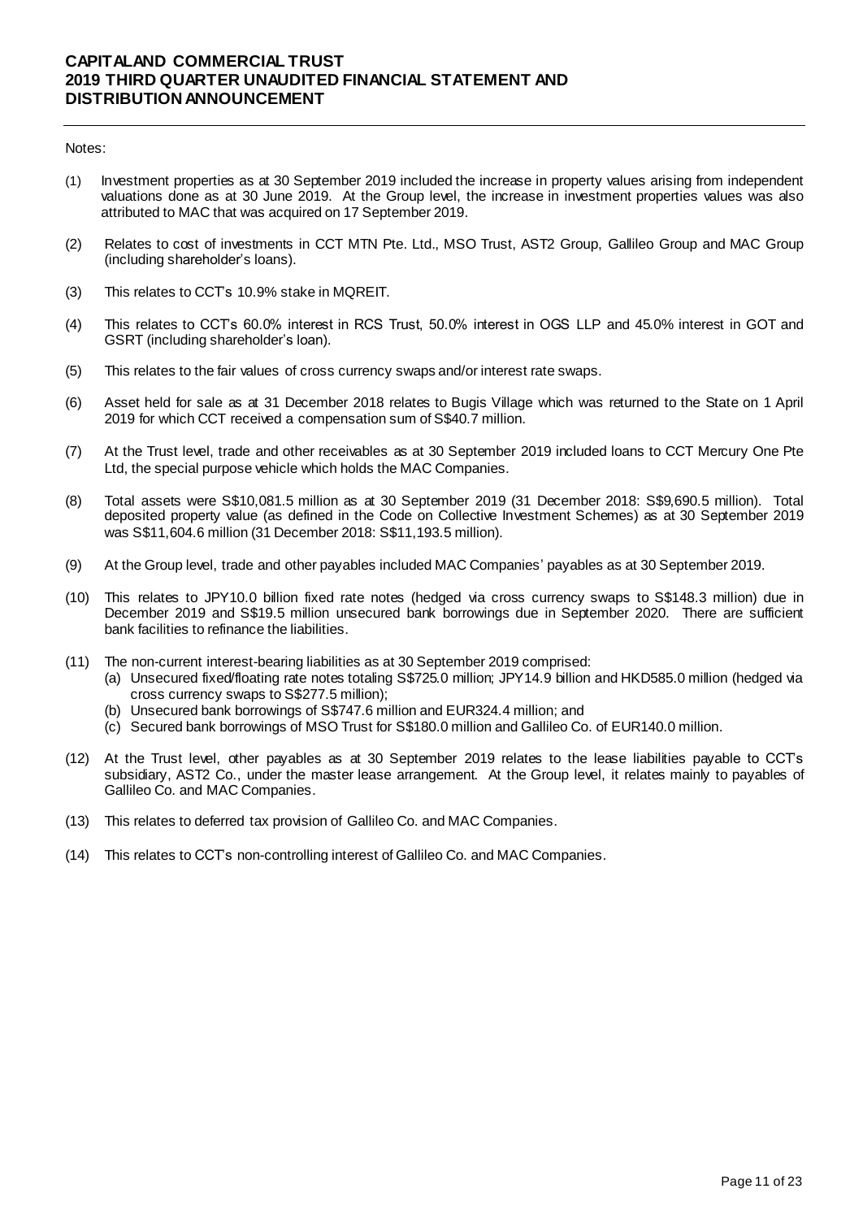Notes:

(1) Investment properties as at 30 September 2019 included the increase in property values arising from independent valuations done as at 30 June 2019. At the Group level, the increase in investment properties values was also attributed to MAC that was acquired on 17 September 2019.

(2) Relates to cost of investments in CCT MTN Pte. Ltd., MSO Trust, AST2 Group, Gallileo Group and MAC Group (including shareholder's loans).

(3) This relates to CCT's 10.9% stake in MQREIT.

(4) This relates to CCT's 60.0% interest in RCS Trust, 50.0% interest in OGS LLP and 45.0% interest in GOT and GSRT (including shareholder's loan).

(5) This relates to the fair values of cross currency swaps and/or interest rate swaps.

(6) Asset held for sale as at 31 December 2018 relates to Bugis Village which was returned to the State on 1 April 2019 for which CCT received a compensation sum of S$40.7 million.

(7) At the Trust level, trade and other receivables as at 30 September 2019 included loans to CCT Mercury One Pte Ltd, the special purpose vehicle which holds the MAC Companies.

(8) Total assets were S$10,081.5 million as at 30 September 2019 (31 December 2018: S$9,690.5 million). Total deposited property value (as defined in the Code on Collective Investment Schemes) as at 30 September 2019 was S$11,604.6 million (31 December 2018: S$11,193.5 million).

(9) At the Group level, trade and other payables included MAC Companies' payables as at 30 September 2019.

(10) This relates to JPY10.0 billion fixed rate notes (hedged via cross currency swaps to S$148.3 million) due in December 2019 and S$19.5 million unsecured bank borrowings due in September 2020. There are sufficient bank facilities to refinance the liabilities.

(11) The non-current interest-bearing liabilities as at 30 September 2019 comprised:
   (a) Unsecured fixed/floating rate notes totaling S$725.0 million; JPY14.9 billion and HKD585.0 million (hedged via cross currency swaps to S$277.5 million);
   (b) Unsecured bank borrowings of S$747.6 million and EUR324.4 million; and
   (c) Secured bank borrowings of MSO Trust for S$180.0 million and Gallileo Co. of EUR140.0 million.

(12) At the Trust level, other payables as at 30 September 2019 relates to the lease liabilities payable to CCT's subsidiary, AST2 Co., under the master lease arrangement. At the Group level, it relates mainly to payables of Gallileo Co. and MAC Companies.

(13) This relates to deferred tax provision of Gallileo Co. and MAC Companies.

(14) This relates to CCT's non-controlling interest of Gallileo Co. and MAC Companies.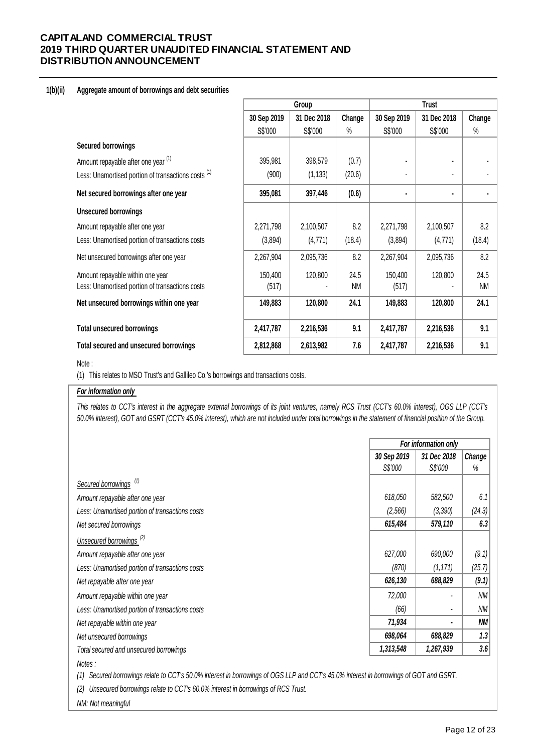**1(b)(ii) Aggregate amount of borrowings and debt securities**

| | Group | | | Trust | | |
|---|---|---|---|---|---|---|
| | 30 Sep 2019 | 31 Dec 2018 | Change | 30 Sep 2019 | 31 Dec 2018 | Change |
| | S$'000 | S$'000 | % | S$'000 | S$'000 | % |
| **Secured borrowings** | | | | | | |
| Amount repayable after one year [(1)] | 395,981 | 398,579 | (0.7) | - | - | - |
| Less: Unamortised portion of transactions costs [(1)] | (900) | (1,133) | (20.6) | - | - | - |
| **Net secured borrowings after one year** | **395,081** | **397,446** | **(0.6)** | **-** | **-** | **-** |
| **Unsecured borrowings** | | | | | | |
| Amount repayable after one year | 2,271,798 | 2,100,507 | 8.2 | 2,271,798 | 2,100,507 | 8.2 |
| Less: Unamortised portion of transactions costs | (3,894) | (4,771) | (18.4) | (3,894) | (4,771) | (18.4) |
| Net unsecured borrowings after one year | 2,267,904 | 2,095,736 | 8.2 | 2,267,904 | 2,095,736 | 8.2 |
| Amount repayable within one year | 150,400 | 120,800 | 24.5 | 150,400 | 120,800 | 24.5 |
| Less: Unamortised portion of transactions costs | (517) | - | NM | (517) | - | NM |
| **Net unsecured borrowings within one year** | **149,883** | **120,800** | **24.1** | **149,883** | **120,800** | **24.1** |
| **Total unsecured borrowings** | **2,417,787** | **2,216,536** | **9.1** | **2,417,787** | **2,216,536** | **9.1** |
| **Total secured and unsecured borrowings** | **2,812,868** | **2,613,982** | **7.6** | **2,417,787** | **2,216,536** | **9.1** |

Note :

(1) This relates to MSO Trust's and Gallileo Co.'s borrowings and transactions costs.

***For information only***

*This relates to CCT's interest in the aggregate external borrowings of its joint ventures, namely RCS Trust (CCT's 60.0% interest), OGS LLP (CCT's 50.0% interest), GOT and GSRT (CCT's 45.0% interest), which are not included under total borrowings in the statement of financial position of the Group.*

| | *For information only* | | |
|---|---|---|---|
| | *30 Sep 2019* | *31 Dec 2018* | *Change* |
| | *S$'000* | *S$'000* | *%* |
| *Secured borrowings* [(1)] | | | |
| *Amount repayable after one year* | *618,050* | *582,500* | *6.1* |
| *Less: Unamortised portion of transactions costs* | *(2,566)* | *(3,390)* | *(24.3)* |
| *Net secured borrowings* | ***615,484*** | ***579,110*** | ***6.3*** |
| *Unsecured borrowings* [(2)] | | | |
| *Amount repayable after one year* | *627,000* | *690,000* | *(9.1)* |
| *Less: Unamortised portion of transactions costs* | *(870)* | *(1,171)* | *(25.7)* |
| *Net repayable after one year* | ***626,130*** | ***688,829*** | ***(9.1)*** |
| *Amount repayable within one year* | *72,000* | *-* | *NM* |
| *Less: Unamortised portion of transactions costs* | *(66)* | *-* | *NM* |
| *Net repayable within one year* | ***71,934*** | ***-*** | ***NM*** |
| *Net unsecured borrowings* | ***698,064*** | ***688,829*** | ***1.3*** |
| *Total secured and unsecured borrowings* | ***1,313,548*** | ***1,267,939*** | ***3.6*** |

*Notes :*

*(1) Secured borrowings relate to CCT's 50.0% interest in borrowings of OGS LLP and CCT's 45.0% interest in borrowings of GOT and GSRT.*

*(2) Unsecured borrowings relate to CCT's 60.0% interest in borrowings of RCS Trust.*

*NM: Not meaningful*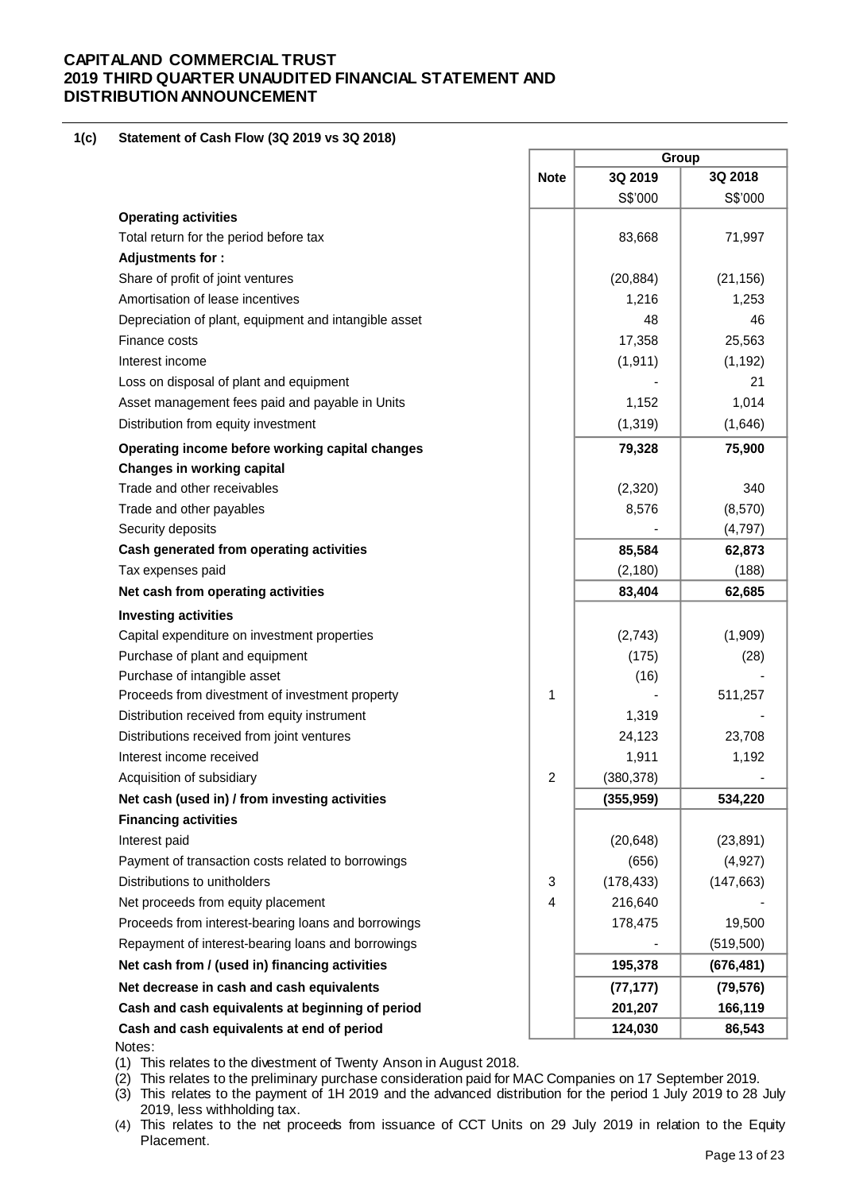### 1(c) Statement of Cash Flow (3Q 2019 vs 3Q 2018)

| | Note | Group | |
|---|---|---|---|
| | | 3Q 2019 | 3Q 2018 |
| | | S$'000 | S$'000 |
| **Operating activities** | | | |
| Total return for the period before tax | | 83,668 | 71,997 |
| **Adjustments for :** | | | |
| Share of profit of joint ventures | | (20,884) | (21,156) |
| Amortisation of lease incentives | | 1,216 | 1,253 |
| Depreciation of plant, equipment and intangible asset | | 48 | 46 |
| Finance costs | | 17,358 | 25,563 |
| Interest income | | (1,911) | (1,192) |
| Loss on disposal of plant and equipment | | - | 21 |
| Asset management fees paid and payable in Units | | 1,152 | 1,014 |
| Distribution from equity investment | | (1,319) | (1,646) |
| **Operating income before working capital changes** | | **79,328** | **75,900** |
| **Changes in working capital** | | | |
| Trade and other receivables | | (2,320) | 340 |
| Trade and other payables | | 8,576 | (8,570) |
| Security deposits | | - | (4,797) |
| **Cash generated from operating activities** | | **85,584** | **62,873** |
| Tax expenses paid | | (2,180) | (188) |
| **Net cash from operating activities** | | **83,404** | **62,685** |
| **Investing activities** | | | |
| Capital expenditure on investment properties | | (2,743) | (1,909) |
| Purchase of plant and equipment | | (175) | (28) |
| Purchase of intangible asset | | (16) | - |
| Proceeds from divestment of investment property | 1 | - | 511,257 |
| Distribution received from equity instrument | | 1,319 | - |
| Distributions received from joint ventures | | 24,123 | 23,708 |
| Interest income received | | 1,911 | 1,192 |
| Acquisition of subsidiary | 2 | (380,378) | - |
| **Net cash (used in) / from investing activities** | | **(355,959)** | **534,220** |
| **Financing activities** | | | |
| Interest paid | | (20,648) | (23,891) |
| Payment of transaction costs related to borrowings | | (656) | (4,927) |
| Distributions to unitholders | 3 | (178,433) | (147,663) |
| Net proceeds from equity placement | 4 | 216,640 | - |
| Proceeds from interest-bearing loans and borrowings | | 178,475 | 19,500 |
| Repayment of interest-bearing loans and borrowings | | - | (519,500) |
| **Net cash from / (used in) financing activities** | | **195,378** | **(676,481)** |
| **Net decrease in cash and cash equivalents** | | **(77,177)** | **(79,576)** |
| **Cash and cash equivalents at beginning of period** | | **201,207** | **166,119** |
| **Cash and cash equivalents at end of period** | | **124,030** | **86,543** |

Notes:

(1) This relates to the divestment of Twenty Anson in August 2018.

(2) This relates to the preliminary purchase consideration paid for MAC Companies on 17 September 2019.

(3) This relates to the payment of 1H 2019 and the advanced distribution for the period 1 July 2019 to 28 July 2019, less withholding tax.

(4) This relates to the net proceeds from issuance of CCT Units on 29 July 2019 in relation to the Equity Placement.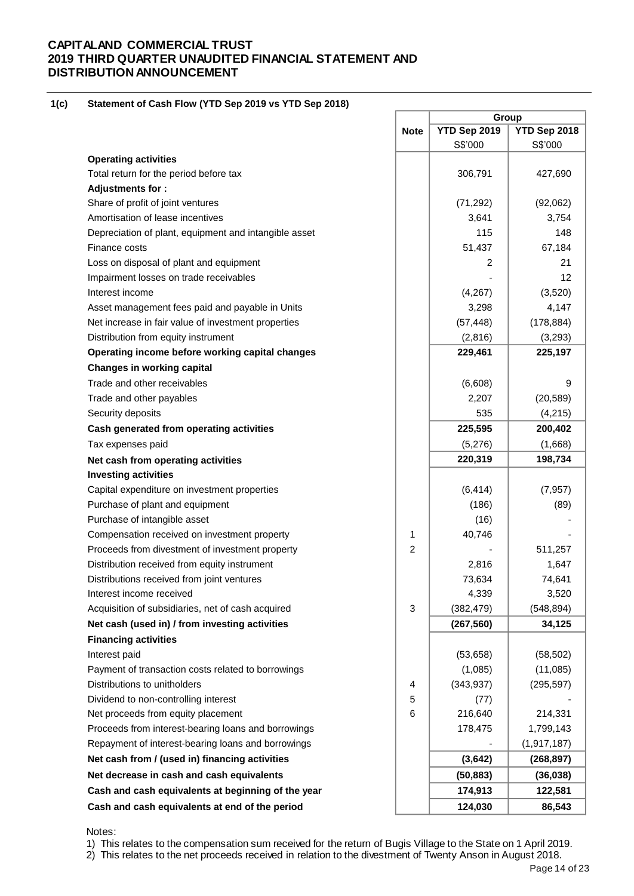# CAPITALAND COMMERCIAL TRUST
# 2019 THIRD QUARTER UNAUDITED FINANCIAL STATEMENT AND DISTRIBUTION ANNOUNCEMENT

## 1(c) Statement of Cash Flow (YTD Sep 2019 vs YTD Sep 2018)

| | Note | Group | |
|---|---|---|---|
| | | YTD Sep 2019 | YTD Sep 2018 |
| | | S$'000 | S$'000 |
| **Operating activities** | | | |
| Total return for the period before tax | | 306,791 | 427,690 |
| **Adjustments for :** | | | |
| Share of profit of joint ventures | | (71,292) | (92,062) |
| Amortisation of lease incentives | | 3,641 | 3,754 |
| Depreciation of plant, equipment and intangible asset | | 115 | 148 |
| Finance costs | | 51,437 | 67,184 |
| Loss on disposal of plant and equipment | | 2 | 21 |
| Impairment losses on trade receivables | | - | 12 |
| Interest income | | (4,267) | (3,520) |
| Asset management fees paid and payable in Units | | 3,298 | 4,147 |
| Net increase in fair value of investment properties | | (57,448) | (178,884) |
| Distribution from equity instrument | | (2,816) | (3,293) |
| **Operating income before working capital changes** | | **229,461** | **225,197** |
| **Changes in working capital** | | | |
| Trade and other receivables | | (6,608) | 9 |
| Trade and other payables | | 2,207 | (20,589) |
| Security deposits | | 535 | (4,215) |
| **Cash generated from operating activities** | | **225,595** | **200,402** |
| Tax expenses paid | | (5,276) | (1,668) |
| **Net cash from operating activities** | | **220,319** | **198,734** |
| **Investing activities** | | | |
| Capital expenditure on investment properties | | (6,414) | (7,957) |
| Purchase of plant and equipment | | (186) | (89) |
| Purchase of intangible asset | | (16) | - |
| Compensation received on investment property | 1 | 40,746 | - |
| Proceeds from divestment of investment property | 2 | - | 511,257 |
| Distribution received from equity instrument | | 2,816 | 1,647 |
| Distributions received from joint ventures | | 73,634 | 74,641 |
| Interest income received | | 4,339 | 3,520 |
| Acquisition of subsidiaries, net of cash acquired | 3 | (382,479) | (548,894) |
| **Net cash (used in) / from investing activities** | | **(267,560)** | **34,125** |
| **Financing activities** | | | |
| Interest paid | | (53,658) | (58,502) |
| Payment of transaction costs related to borrowings | | (1,085) | (11,085) |
| Distributions to unitholders | 4 | (343,937) | (295,597) |
| Dividend to non-controlling interest | 5 | (77) | - |
| Net proceeds from equity placement | 6 | 216,640 | 214,331 |
| Proceeds from interest-bearing loans and borrowings | | 178,475 | 1,799,143 |
| Repayment of interest-bearing loans and borrowings | | - | (1,917,187) |
| **Net cash from / (used in) financing activities** | | **(3,642)** | **(268,897)** |
| **Net decrease in cash and cash equivalents** | | **(50,883)** | **(36,038)** |
| **Cash and cash equivalents at beginning of the year** | | **174,913** | **122,581** |
| **Cash and cash equivalents at end of the period** | | **124,030** | **86,543** |

Notes:

1) This relates to the compensation sum received for the return of Bugis Village to the State on 1 April 2019.
2) This relates to the net proceeds received in relation to the divestment of Twenty Anson in August 2018.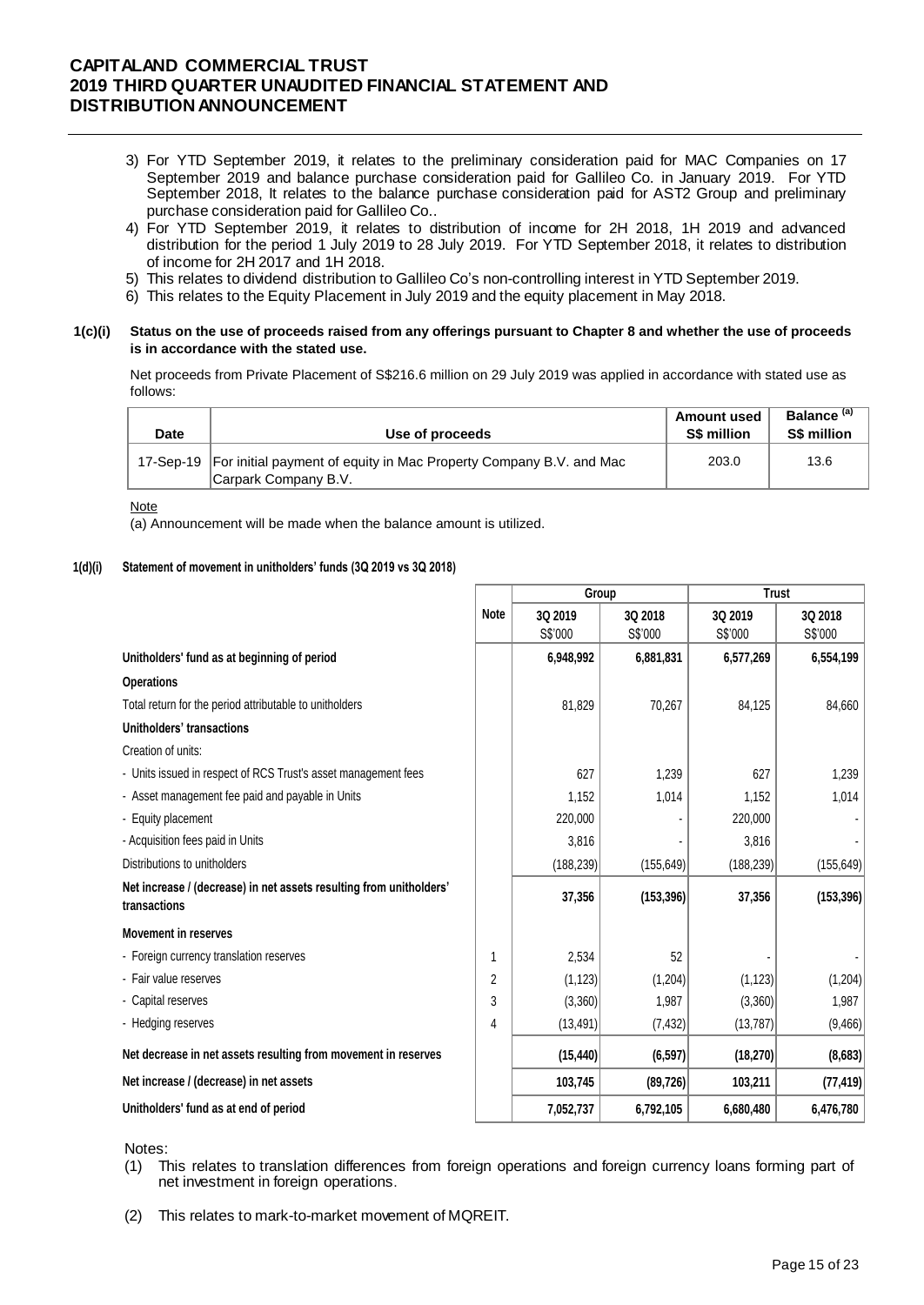3) For YTD September 2019, it relates to the preliminary consideration paid for MAC Companies on 17 September 2019 and balance purchase consideration paid for Gallileo Co. in January 2019. For YTD September 2018, It relates to the balance purchase consideration paid for AST2 Group and preliminary purchase consideration paid for Gallileo Co..
4) For YTD September 2019, it relates to distribution of income for 2H 2018, 1H 2019 and advanced distribution for the period 1 July 2019 to 28 July 2019. For YTD September 2018, it relates to distribution of income for 2H 2017 and 1H 2018.
5) This relates to dividend distribution to Gallileo Co's non-controlling interest in YTD September 2019.
6) This relates to the Equity Placement in July 2019 and the equity placement in May 2018.

**1(c)(i) Status on the use of proceeds raised from any offerings pursuant to Chapter 8 and whether the use of proceeds is in accordance with the stated use.**

Net proceeds from Private Placement of S$216.6 million on 29 July 2019 was applied in accordance with stated use as follows:

| Date | Use of proceeds | Amount used S$ million | Balance [(a)] S$ million |
|---|---|---|---|
| 17-Sep-19 | For initial payment of equity in Mac Property Company B.V. and Mac Carpark Company B.V. | 203.0 | 13.6 |

Note

(a) Announcement will be made when the balance amount is utilized.

**1(d)(i) Statement of movement in unitholders' funds (3Q 2019 vs 3Q 2018)**

| | Note | Group | | Trust | |
|---|---|---|---|---|---|
| | | 3Q 2019 S$'000 | 3Q 2018 S$'000 | 3Q 2019 S$'000 | 3Q 2018 S$'000 |
| **Unitholders' fund as at beginning of period** | | **6,948,992** | **6,881,831** | **6,577,269** | **6,554,199** |
| **Operations** | | | | | |
| Total return for the period attributable to unitholders | | 81,829 | 70,267 | 84,125 | 84,660 |
| **Unitholders' transactions** | | | | | |
| Creation of units: | | | | | |
| - Units issued in respect of RCS Trust's asset management fees | | 627 | 1,239 | 627 | 1,239 |
| - Asset management fee paid and payable in Units | | 1,152 | 1,014 | 1,152 | 1,014 |
| - Equity placement | | 220,000 | - | 220,000 | - |
| - Acquisition fees paid in Units | | 3,816 | - | 3,816 | - |
| Distributions to unitholders | | (188,239) | (155,649) | (188,239) | (155,649) |
| **Net increase / (decrease) in net assets resulting from unitholders' transactions** | | **37,356** | **(153,396)** | **37,356** | **(153,396)** |
| **Movement in reserves** | | | | | |
| - Foreign currency translation reserves | 1 | 2,534 | 52 | - | - |
| - Fair value reserves | 2 | (1,123) | (1,204) | (1,123) | (1,204) |
| - Capital reserves | 3 | (3,360) | 1,987 | (3,360) | 1,987 |
| - Hedging reserves | 4 | (13,491) | (7,432) | (13,787) | (9,466) |
| **Net decrease in net assets resulting from movement in reserves** | | **(15,440)** | **(6,597)** | **(18,270)** | **(8,683)** |
| **Net increase / (decrease) in net assets** | | **103,745** | **(89,726)** | **103,211** | **(77,419)** |
| **Unitholders' fund as at end of period** | | **7,052,737** | **6,792,105** | **6,680,480** | **6,476,780** |

Notes:

(1) This relates to translation differences from foreign operations and foreign currency loans forming part of net investment in foreign operations.

(2) This relates to mark-to-market movement of MQREIT.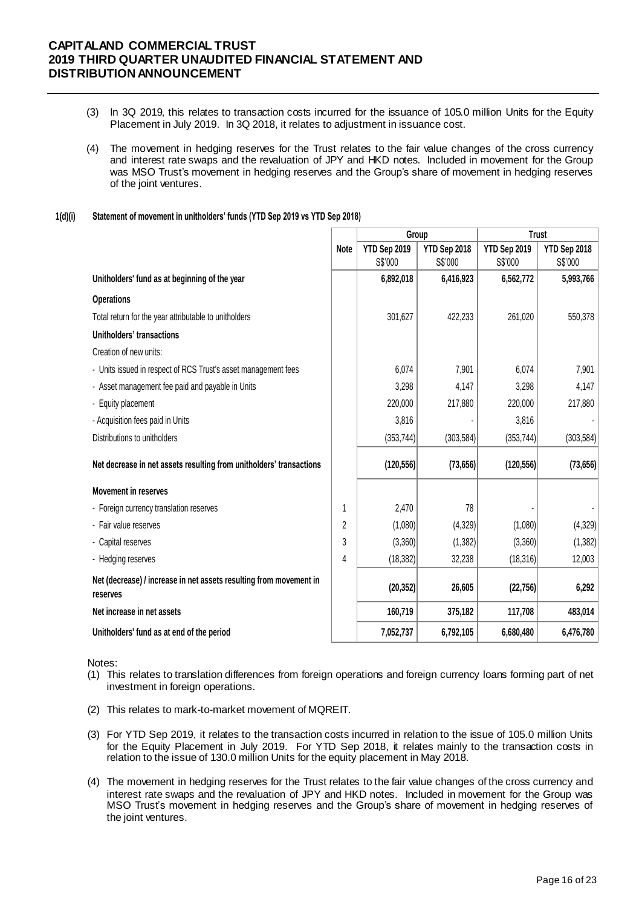(3) In 3Q 2019, this relates to transaction costs incurred for the issuance of 105.0 million Units for the Equity Placement in July 2019. In 3Q 2018, it relates to adjustment in issuance cost.

(4) The movement in hedging reserves for the Trust relates to the fair value changes of the cross currency and interest rate swaps and the revaluation of JPY and HKD notes. Included in movement for the Group was MSO Trust's movement in hedging reserves and the Group's share of movement in hedging reserves of the joint ventures.

**1(d)(i) Statement of movement in unitholders' funds (YTD Sep 2019 vs YTD Sep 2018)**

| | Note | Group | | Trust | |
|---|---|---|---|---|---|
| | | YTD Sep 2019 S$'000 | YTD Sep 2018 S$'000 | YTD Sep 2019 S$'000 | YTD Sep 2018 S$'000 |
| **Unitholders' fund as at beginning of the year** | | **6,892,018** | **6,416,923** | **6,562,772** | **5,993,766** |
| **Operations** | | | | | |
| Total return for the year attributable to unitholders | | 301,627 | 422,233 | 261,020 | 550,378 |
| **Unitholders' transactions** | | | | | |
| Creation of new units: | | | | | |
| - Units issued in respect of RCS Trust's asset management fees | | 6,074 | 7,901 | 6,074 | 7,901 |
| - Asset management fee paid and payable in Units | | 3,298 | 4,147 | 3,298 | 4,147 |
| - Equity placement | | 220,000 | 217,880 | 220,000 | 217,880 |
| - Acquisition fees paid in Units | | 3,816 | - | 3,816 | - |
| Distributions to unitholders | | (353,744) | (303,584) | (353,744) | (303,584) |
| **Net decrease in net assets resulting from unitholders' transactions** | | **(120,556)** | **(73,656)** | **(120,556)** | **(73,656)** |
| **Movement in reserves** | | | | | |
| - Foreign currency translation reserves | 1 | 2,470 | 78 | - | - |
| - Fair value reserves | 2 | (1,080) | (4,329) | (1,080) | (4,329) |
| - Capital reserves | 3 | (3,360) | (1,382) | (3,360) | (1,382) |
| - Hedging reserves | 4 | (18,382) | 32,238 | (18,316) | 12,003 |
| **Net (decrease) / increase in net assets resulting from movement in reserves** | | **(20,352)** | **26,605** | **(22,756)** | **6,292** |
| **Net increase in net assets** | | **160,719** | **375,182** | **117,708** | **483,014** |
| **Unitholders' fund as at end of the period** | | **7,052,737** | **6,792,105** | **6,680,480** | **6,476,780** |

Notes:

(1) This relates to translation differences from foreign operations and foreign currency loans forming part of net investment in foreign operations.

(2) This relates to mark-to-market movement of MQREIT.

(3) For YTD Sep 2019, it relates to the transaction costs incurred in relation to the issue of 105.0 million Units for the Equity Placement in July 2019. For YTD Sep 2018, it relates mainly to the transaction costs in relation to the issue of 130.0 million Units for the equity placement in May 2018.

(4) The movement in hedging reserves for the Trust relates to the fair value changes of the cross currency and interest rate swaps and the revaluation of JPY and HKD notes. Included in movement for the Group was MSO Trust's movement in hedging reserves and the Group's share of movement in hedging reserves of the joint ventures.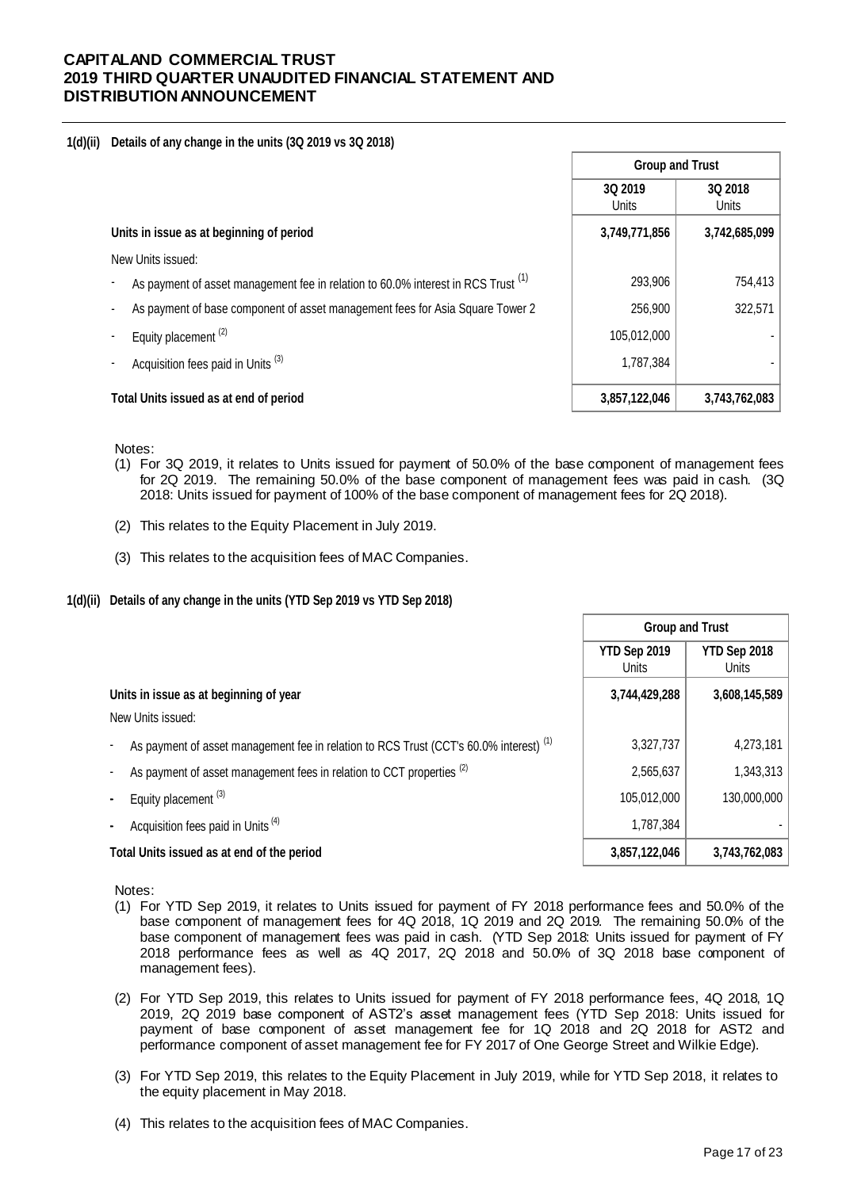# CAPITALAND COMMERCIAL TRUST
# 2019 THIRD QUARTER UNAUDITED FINANCIAL STATEMENT AND DISTRIBUTION ANNOUNCEMENT

**1(d)(ii) Details of any change in the units (3Q 2019 vs 3Q 2018)**

| | Group and Trust | |
|---|---|---|
| | 3Q 2019 Units | 3Q 2018 Units |
| **Units in issue as at beginning of period** | **3,749,771,856** | **3,742,685,099** |
| New Units issued: | | |
| - As payment of asset management fee in relation to 60.0% interest in RCS Trust [(1)] | 293,906 | 754,413 |
| - As payment of base component of asset management fees for Asia Square Tower 2 | 256,900 | 322,571 |
| - Equity placement [(2)] | 105,012,000 | - |
| - Acquisition fees paid in Units [(3)] | 1,787,384 | - |
| **Total Units issued as at end of period** | **3,857,122,046** | **3,743,762,083** |

Notes:

(1) For 3Q 2019, it relates to Units issued for payment of 50.0% of the base component of management fees for 2Q 2019. The remaining 50.0% of the base component of management fees was paid in cash. (3Q 2018: Units issued for payment of 100% of the base component of management fees for 2Q 2018).

(2) This relates to the Equity Placement in July 2019.

(3) This relates to the acquisition fees of MAC Companies.

**1(d)(ii) Details of any change in the units (YTD Sep 2019 vs YTD Sep 2018)**

| | Group and Trust | |
|---|---|---|
| | YTD Sep 2019 Units | YTD Sep 2018 Units |
| **Units in issue as at beginning of year** | **3,744,429,288** | **3,608,145,589** |
| New Units issued: | | |
| - As payment of asset management fee in relation to RCS Trust (CCT's 60.0% interest) [(1)] | 3,327,737 | 4,273,181 |
| - As payment of asset management fees in relation to CCT properties [(2)] | 2,565,637 | 1,343,313 |
| - Equity placement [(3)] | 105,012,000 | 130,000,000 |
| - Acquisition fees paid in Units [(4)] | 1,787,384 | - |
| **Total Units issued as at end of the period** | **3,857,122,046** | **3,743,762,083** |

Notes:

(1) For YTD Sep 2019, it relates to Units issued for payment of FY 2018 performance fees and 50.0% of the base component of management fees for 4Q 2018, 1Q 2019 and 2Q 2019. The remaining 50.0% of the base component of management fees was paid in cash. (YTD Sep 2018: Units issued for payment of FY 2018 performance fees as well as 4Q 2017, 2Q 2018 and 50.0% of 3Q 2018 base component of management fees).

(2) For YTD Sep 2019, this relates to Units issued for payment of FY 2018 performance fees, 4Q 2018, 1Q 2019, 2Q 2019 base component of AST2's asset management fees (YTD Sep 2018: Units issued for payment of base component of asset management fee for 1Q 2018 and 2Q 2018 for AST2 and performance component of asset management fee for FY 2017 of One George Street and Wilkie Edge).

(3) For YTD Sep 2019, this relates to the Equity Placement in July 2019, while for YTD Sep 2018, it relates to the equity placement in May 2018.

(4) This relates to the acquisition fees of MAC Companies.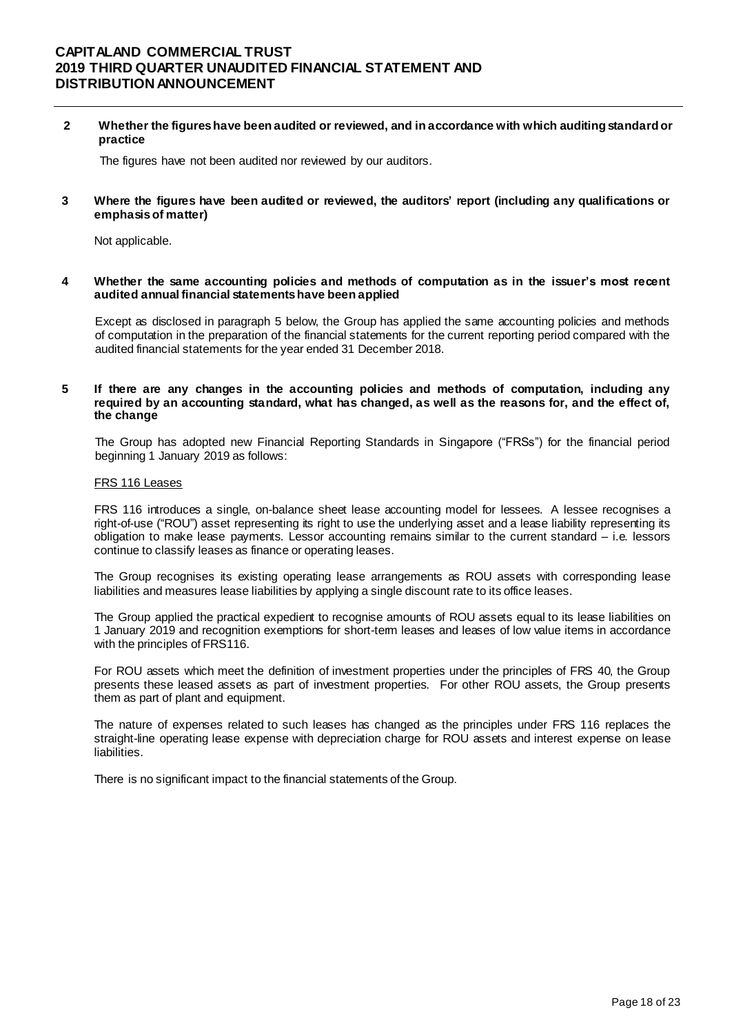**2 Whether the figures have been audited or reviewed, and in accordance with which auditing standard or practice**

The figures have not been audited nor reviewed by our auditors.

**3 Where the figures have been audited or reviewed, the auditors' report (including any qualifications or emphasis of matter)**

Not applicable.

**4 Whether the same accounting policies and methods of computation as in the issuer's most recent audited annual financial statements have been applied**

Except as disclosed in paragraph 5 below, the Group has applied the same accounting policies and methods of computation in the preparation of the financial statements for the current reporting period compared with the audited financial statements for the year ended 31 December 2018.

**5 If there are any changes in the accounting policies and methods of computation, including any required by an accounting standard, what has changed, as well as the reasons for, and the effect of, the change**

The Group has adopted new Financial Reporting Standards in Singapore ("FRSs") for the financial period beginning 1 January 2019 as follows:

FRS 116 Leases

FRS 116 introduces a single, on-balance sheet lease accounting model for lessees. A lessee recognises a right-of-use ("ROU") asset representing its right to use the underlying asset and a lease liability representing its obligation to make lease payments. Lessor accounting remains similar to the current standard – i.e. lessors continue to classify leases as finance or operating leases.

The Group recognises its existing operating lease arrangements as ROU assets with corresponding lease liabilities and measures lease liabilities by applying a single discount rate to its office leases.

The Group applied the practical expedient to recognise amounts of ROU assets equal to its lease liabilities on 1 January 2019 and recognition exemptions for short-term leases and leases of low value items in accordance with the principles of FRS116.

For ROU assets which meet the definition of investment properties under the principles of FRS 40, the Group presents these leased assets as part of investment properties. For other ROU assets, the Group presents them as part of plant and equipment.

The nature of expenses related to such leases has changed as the principles under FRS 116 replaces the straight-line operating lease expense with depreciation charge for ROU assets and interest expense on lease liabilities.

There is no significant impact to the financial statements of the Group.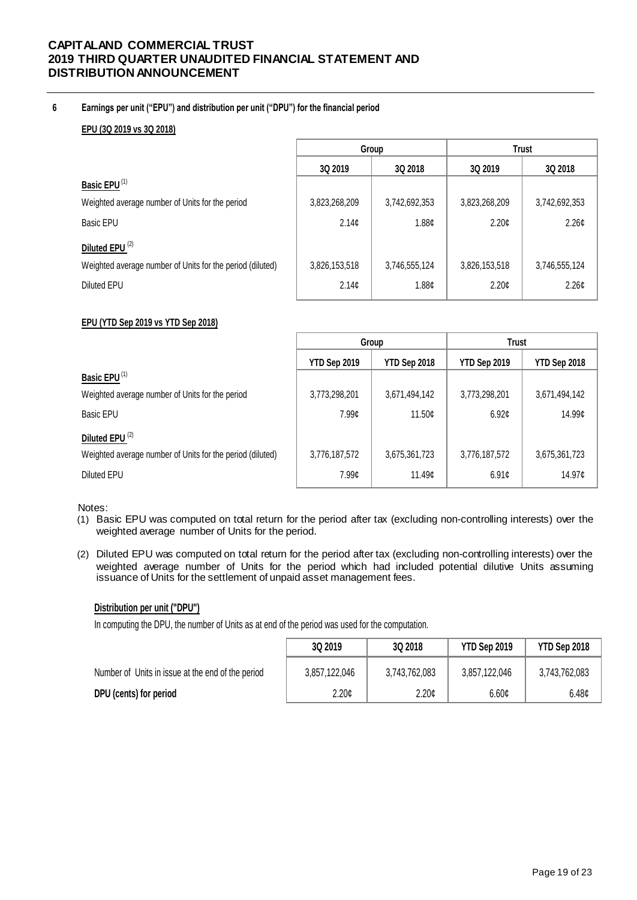## 6 Earnings per unit ("EPU") and distribution per unit ("DPU") for the financial period

**EPU (3Q 2019 vs 3Q 2018)**

| | Group | | Trust | |
|---|---|---|---|---|
| | 3Q 2019 | 3Q 2018 | 3Q 2019 | 3Q 2018 |
| **Basic EPU** [1] | | | | |
| Weighted average number of Units for the period | 3,823,268,209 | 3,742,692,353 | 3,823,268,209 | 3,742,692,353 |
| Basic EPU | 2.14¢ | 1.88¢ | 2.20¢ | 2.26¢ |
| **Diluted EPU** [2] | | | | |
| Weighted average number of Units for the period (diluted) | 3,826,153,518 | 3,746,555,124 | 3,826,153,518 | 3,746,555,124 |
| Diluted EPU | 2.14¢ | 1.88¢ | 2.20¢ | 2.26¢ |

**EPU (YTD Sep 2019 vs YTD Sep 2018)**

| | Group | | Trust | |
|---|---|---|---|---|
| | YTD Sep 2019 | YTD Sep 2018 | YTD Sep 2019 | YTD Sep 2018 |
| **Basic EPU** [1] | | | | |
| Weighted average number of Units for the period | 3,773,298,201 | 3,671,494,142 | 3,773,298,201 | 3,671,494,142 |
| Basic EPU | 7.99¢ | 11.50¢ | 6.92¢ | 14.99¢ |
| **Diluted EPU** [2] | | | | |
| Weighted average number of Units for the period (diluted) | 3,776,187,572 | 3,675,361,723 | 3,776,187,572 | 3,675,361,723 |
| Diluted EPU | 7.99¢ | 11.49¢ | 6.91¢ | 14.97¢ |

Notes:

(1) Basic EPU was computed on total return for the period after tax (excluding non-controlling interests) over the weighted average number of Units for the period.

(2) Diluted EPU was computed on total return for the period after tax (excluding non-controlling interests) over the weighted average number of Units for the period which had included potential dilutive Units assuming issuance of Units for the settlement of unpaid asset management fees.

**Distribution per unit ("DPU")**

In computing the DPU, the number of Units as at end of the period was used for the computation.

| | 3Q 2019 | 3Q 2018 | YTD Sep 2019 | YTD Sep 2018 |
|---|---|---|---|---|
| Number of Units in issue at the end of the period | 3,857,122,046 | 3,743,762,083 | 3,857,122,046 | 3,743,762,083 |
| **DPU (cents) for period** | 2.20¢ | 2.20¢ | 6.60¢ | 6.48¢ |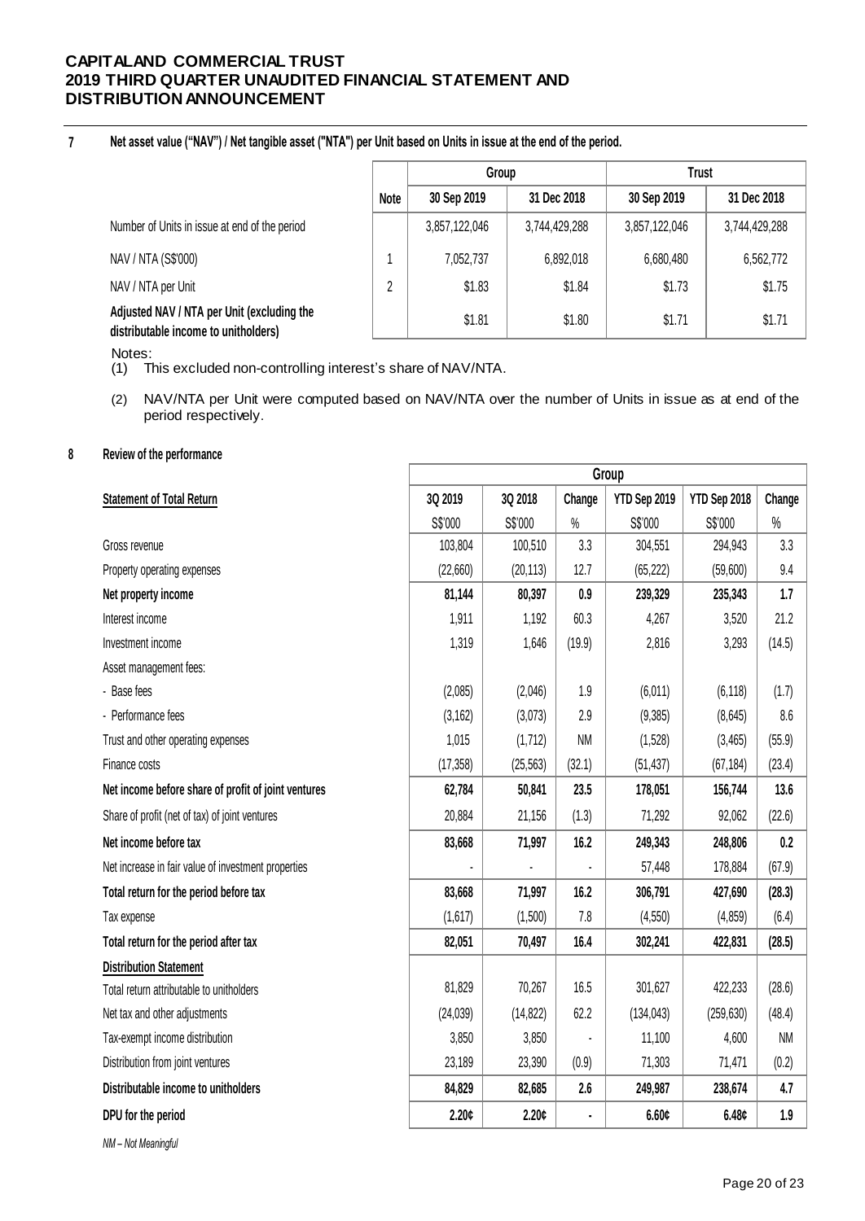## 7 Net asset value ("NAV") / Net tangible asset ("NTA") per Unit based on Units in issue at the end of the period.

| | Note | Group | | Trust | |
|---|---|---|---|---|---|
| | | 30 Sep 2019 | 31 Dec 2018 | 30 Sep 2019 | 31 Dec 2018 |
| Number of Units in issue at end of the period | | 3,857,122,046 | 3,744,429,288 | 3,857,122,046 | 3,744,429,288 |
| NAV / NTA (S$'000) | 1 | 7,052,737 | 6,892,018 | 6,680,480 | 6,562,772 |
| NAV / NTA per Unit | 2 | $1.83 | $1.84 | $1.73 | $1.75 |
| **Adjusted NAV / NTA per Unit (excluding the distributable income to unitholders)** | | $1.81 | $1.80 | $1.71 | $1.71 |

Notes:
(1) This excluded non-controlling interest's share of NAV/NTA.

(2) NAV/NTA per Unit were computed based on NAV/NTA over the number of Units in issue as at end of the period respectively.

## 8 Review of the performance

| | Group | | | | | |
|---|---|---|---|---|---|---|
| **Statement of Total Return** | 3Q 2019 | 3Q 2018 | Change | YTD Sep 2019 | YTD Sep 2018 | Change |
| | S$'000 | S$'000 | % | S$'000 | S$'000 | % |
| Gross revenue | 103,804 | 100,510 | 3.3 | 304,551 | 294,943 | 3.3 |
| Property operating expenses | (22,660) | (20,113) | 12.7 | (65,222) | (59,600) | 9.4 |
| **Net property income** | **81,144** | **80,397** | **0.9** | **239,329** | **235,343** | **1.7** |
| Interest income | 1,911 | 1,192 | 60.3 | 4,267 | 3,520 | 21.2 |
| Investment income | 1,319 | 1,646 | (19.9) | 2,816 | 3,293 | (14.5) |
| Asset management fees: | | | | | | |
| - Base fees | (2,085) | (2,046) | 1.9 | (6,011) | (6,118) | (1.7) |
| - Performance fees | (3,162) | (3,073) | 2.9 | (9,385) | (8,645) | 8.6 |
| Trust and other operating expenses | 1,015 | (1,712) | NM | (1,528) | (3,465) | (55.9) |
| Finance costs | (17,358) | (25,563) | (32.1) | (51,437) | (67,184) | (23.4) |
| **Net income before share of profit of joint ventures** | **62,784** | **50,841** | **23.5** | **178,051** | **156,744** | **13.6** |
| Share of profit (net of tax) of joint ventures | 20,884 | 21,156 | (1.3) | 71,292 | 92,062 | (22.6) |
| **Net income before tax** | **83,668** | **71,997** | **16.2** | **249,343** | **248,806** | **0.2** |
| Net increase in fair value of investment properties | - | - | - | 57,448 | 178,884 | (67.9) |
| **Total return for the period before tax** | **83,668** | **71,997** | **16.2** | **306,791** | **427,690** | **(28.3)** |
| Tax expense | (1,617) | (1,500) | 7.8 | (4,550) | (4,859) | (6.4) |
| **Total return for the period after tax** | **82,051** | **70,497** | **16.4** | **302,241** | **422,831** | **(28.5)** |
| **Distribution Statement** | | | | | | |
| Total return attributable to unitholders | 81,829 | 70,267 | 16.5 | 301,627 | 422,233 | (28.6) |
| Net tax and other adjustments | (24,039) | (14,822) | 62.2 | (134,043) | (259,630) | (48.4) |
| Tax-exempt income distribution | 3,850 | 3,850 | - | 11,100 | 4,600 | NM |
| Distribution from joint ventures | 23,189 | 23,390 | (0.9) | 71,303 | 71,471 | (0.2) |
| **Distributable income to unitholders** | **84,829** | **82,685** | **2.6** | **249,987** | **238,674** | **4.7** |
| **DPU for the period** | **2.20¢** | **2.20¢** | **-** | **6.60¢** | **6.48¢** | **1.9** |

*NM – Not Meaningful*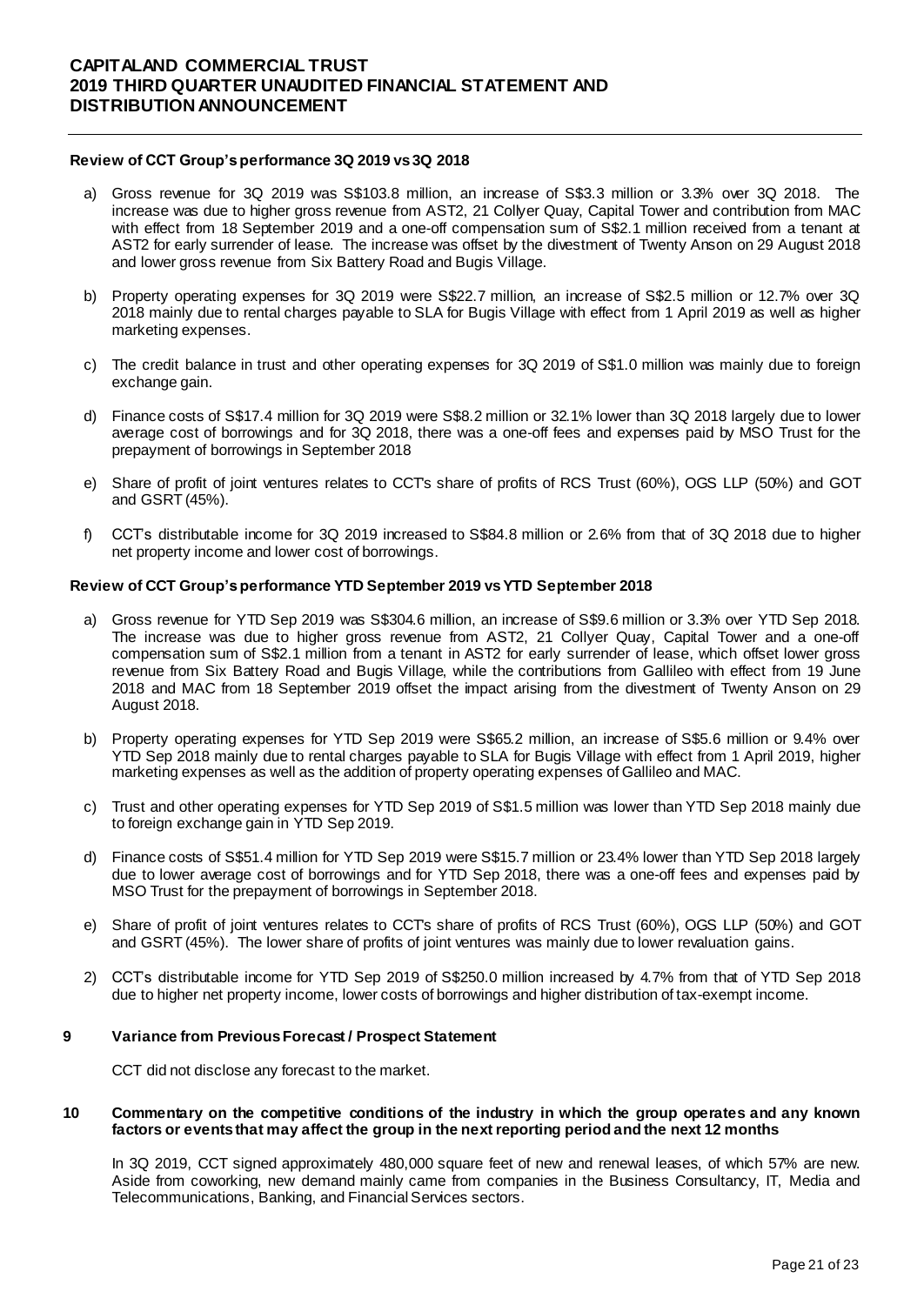**Review of CCT Group's performance 3Q 2019 vs 3Q 2018**

a) Gross revenue for 3Q 2019 was S$103.8 million, an increase of S$3.3 million or 3.3% over 3Q 2018. The increase was due to higher gross revenue from AST2, 21 Collyer Quay, Capital Tower and contribution from MAC with effect from 18 September 2019 and a one-off compensation sum of S$2.1 million received from a tenant at AST2 for early surrender of lease. The increase was offset by the divestment of Twenty Anson on 29 August 2018 and lower gross revenue from Six Battery Road and Bugis Village.

b) Property operating expenses for 3Q 2019 were S$22.7 million, an increase of S$2.5 million or 12.7% over 3Q 2018 mainly due to rental charges payable to SLA for Bugis Village with effect from 1 April 2019 as well as higher marketing expenses.

c) The credit balance in trust and other operating expenses for 3Q 2019 of S$1.0 million was mainly due to foreign exchange gain.

d) Finance costs of S$17.4 million for 3Q 2019 were S$8.2 million or 32.1% lower than 3Q 2018 largely due to lower average cost of borrowings and for 3Q 2018, there was a one-off fees and expenses paid by MSO Trust for the prepayment of borrowings in September 2018

e) Share of profit of joint ventures relates to CCT's share of profits of RCS Trust (60%), OGS LLP (50%) and GOT and GSRT (45%).

f) CCT's distributable income for 3Q 2019 increased to S$84.8 million or 2.6% from that of 3Q 2018 due to higher net property income and lower cost of borrowings.

**Review of CCT Group's performance YTD September 2019 vs YTD September 2018**

a) Gross revenue for YTD Sep 2019 was S$304.6 million, an increase of S$9.6 million or 3.3% over YTD Sep 2018. The increase was due to higher gross revenue from AST2, 21 Collyer Quay, Capital Tower and a one-off compensation sum of S$2.1 million from a tenant in AST2 for early surrender of lease, which offset lower gross revenue from Six Battery Road and Bugis Village, while the contributions from Gallileo with effect from 19 June 2018 and MAC from 18 September 2019 offset the impact arising from the divestment of Twenty Anson on 29 August 2018.

b) Property operating expenses for YTD Sep 2019 were S$65.2 million, an increase of S$5.6 million or 9.4% over YTD Sep 2018 mainly due to rental charges payable to SLA for Bugis Village with effect from 1 April 2019, higher marketing expenses as well as the addition of property operating expenses of Gallileo and MAC.

c) Trust and other operating expenses for YTD Sep 2019 of S$1.5 million was lower than YTD Sep 2018 mainly due to foreign exchange gain in YTD Sep 2019.

d) Finance costs of S$51.4 million for YTD Sep 2019 were S$15.7 million or 23.4% lower than YTD Sep 2018 largely due to lower average cost of borrowings and for YTD Sep 2018, there was a one-off fees and expenses paid by MSO Trust for the prepayment of borrowings in September 2018.

e) Share of profit of joint ventures relates to CCT's share of profits of RCS Trust (60%), OGS LLP (50%) and GOT and GSRT (45%). The lower share of profits of joint ventures was mainly due to lower revaluation gains.

2) CCT's distributable income for YTD Sep 2019 of S$250.0 million increased by 4.7% from that of YTD Sep 2018 due to higher net property income, lower costs of borrowings and higher distribution of tax-exempt income.

## 9 Variance from Previous Forecast / Prospect Statement

CCT did not disclose any forecast to the market.

## 10 Commentary on the competitive conditions of the industry in which the group operates and any known factors or events that may affect the group in the next reporting period and the next 12 months

In 3Q 2019, CCT signed approximately 480,000 square feet of new and renewal leases, of which 57% are new. Aside from coworking, new demand mainly came from companies in the Business Consultancy, IT, Media and Telecommunications, Banking, and Financial Services sectors.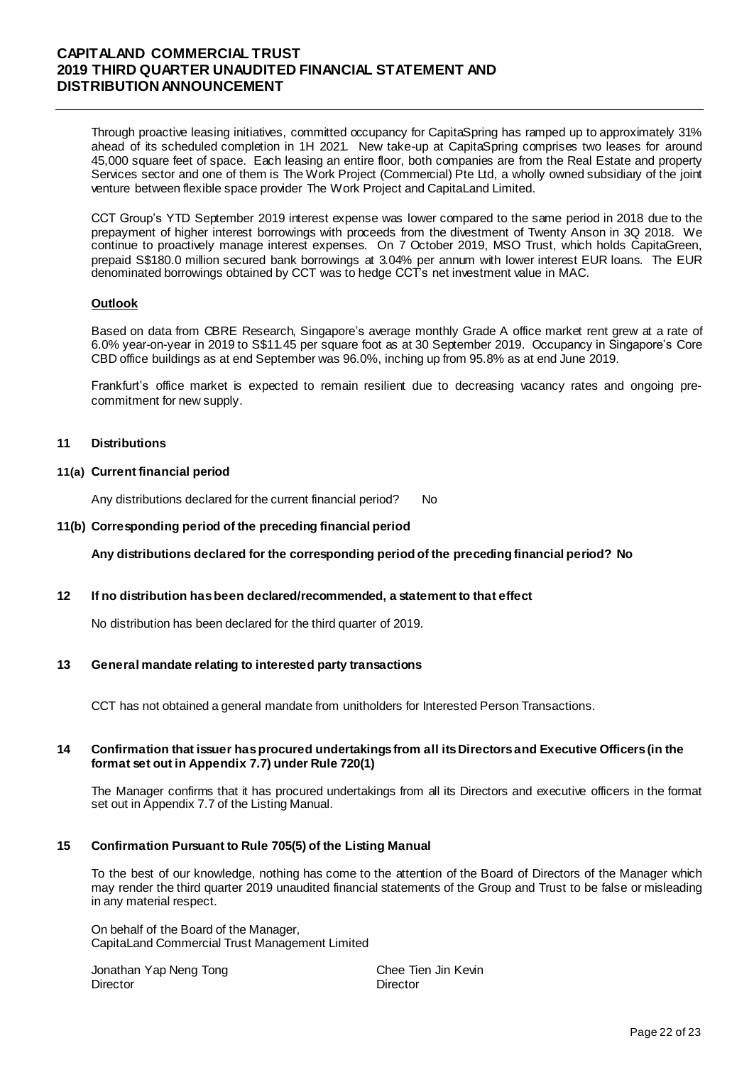Through proactive leasing initiatives, committed occupancy for CapitaSpring has ramped up to approximately 31% ahead of its scheduled completion in 1H 2021. New take-up at CapitaSpring comprises two leases for around 45,000 square feet of space. Each leasing an entire floor, both companies are from the Real Estate and property Services sector and one of them is The Work Project (Commercial) Pte Ltd, a wholly owned subsidiary of the joint venture between flexible space provider The Work Project and CapitaLand Limited.

CCT Group's YTD September 2019 interest expense was lower compared to the same period in 2018 due to the prepayment of higher interest borrowings with proceeds from the divestment of Twenty Anson in 3Q 2018. We continue to proactively manage interest expenses. On 7 October 2019, MSO Trust, which holds CapitaGreen, prepaid S$180.0 million secured bank borrowings at 3.04% per annum with lower interest EUR loans. The EUR denominated borrowings obtained by CCT was to hedge CCT's net investment value in MAC.

**Outlook**

Based on data from CBRE Research, Singapore's average monthly Grade A office market rent grew at a rate of 6.0% year-on-year in 2019 to S$11.45 per square foot as at 30 September 2019. Occupancy in Singapore's Core CBD office buildings as at end September was 96.0%, inching up from 95.8% as at end June 2019.

Frankfurt's office market is expected to remain resilient due to decreasing vacancy rates and ongoing pre-commitment for new supply.

## 11 Distributions

### 11(a) Current financial period

Any distributions declared for the current financial period? No

### 11(b) Corresponding period of the preceding financial period

**Any distributions declared for the corresponding period of the preceding financial period? No**

## 12 If no distribution has been declared/recommended, a statement to that effect

No distribution has been declared for the third quarter of 2019.

## 13 General mandate relating to interested party transactions

CCT has not obtained a general mandate from unitholders for Interested Person Transactions.

## 14 Confirmation that issuer has procured undertakings from all its Directors and Executive Officers (in the format set out in Appendix 7.7) under Rule 720(1)

The Manager confirms that it has procured undertakings from all its Directors and executive officers in the format set out in Appendix 7.7 of the Listing Manual.

## 15 Confirmation Pursuant to Rule 705(5) of the Listing Manual

To the best of our knowledge, nothing has come to the attention of the Board of Directors of the Manager which may render the third quarter 2019 unaudited financial statements of the Group and Trust to be false or misleading in any material respect.

On behalf of the Board of the Manager,
CapitaLand Commercial Trust Management Limited

Jonathan Yap Neng Tong
Director

Chee Tien Jin Kevin
Director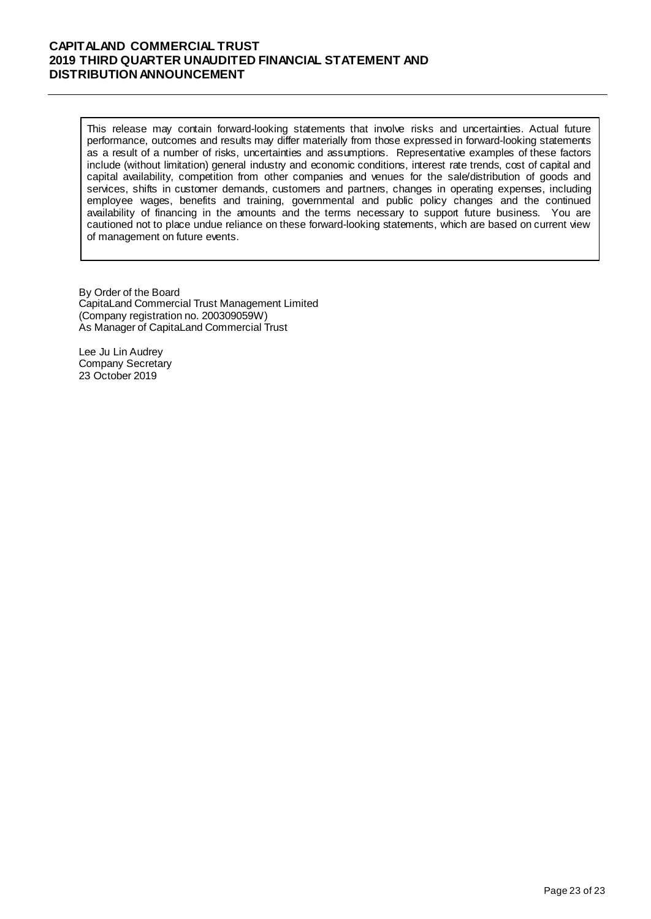This release may contain forward-looking statements that involve risks and uncertainties. Actual future performance, outcomes and results may differ materially from those expressed in forward-looking statements as a result of a number of risks, uncertainties and assumptions. Representative examples of these factors include (without limitation) general industry and economic conditions, interest rate trends, cost of capital and capital availability, competition from other companies and venues for the sale/distribution of goods and services, shifts in customer demands, customers and partners, changes in operating expenses, including employee wages, benefits and training, governmental and public policy changes and the continued availability of financing in the amounts and the terms necessary to support future business. You are cautioned not to place undue reliance on these forward-looking statements, which are based on current view of management on future events.

By Order of the Board
CapitaLand Commercial Trust Management Limited
(Company registration no. 200309059W)
As Manager of CapitaLand Commercial Trust

Lee Ju Lin Audrey
Company Secretary
23 October 2019